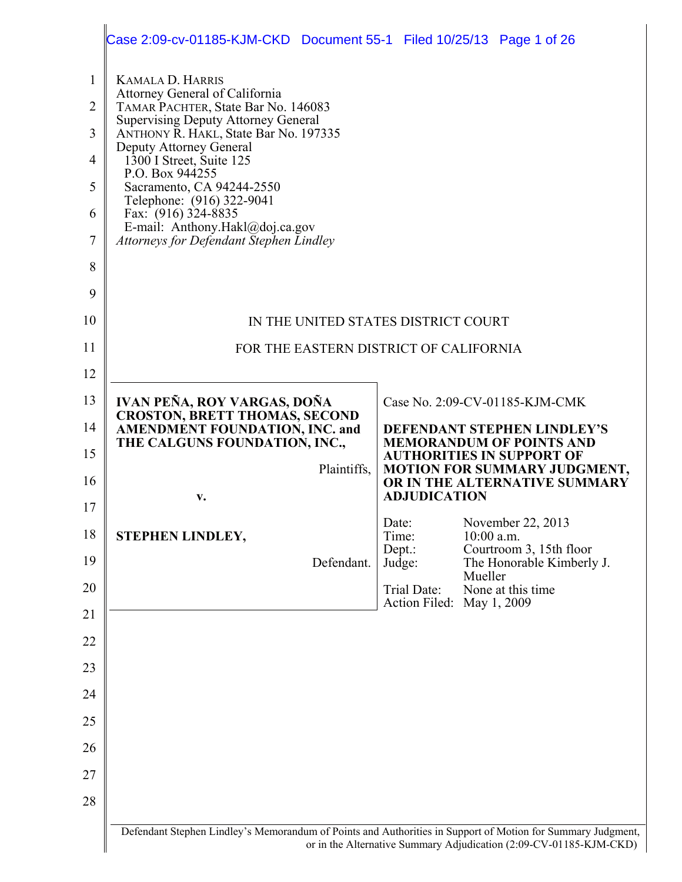KAMALA D. HARRIS
Attorney General of California
TAMAR PACHTER, State Bar No. 146083
Supervising Deputy Attorney General
ANTHONY R. HAKL, State Bar No. 197335
Deputy Attorney General
1300 I Street, Suite 125
P.O. Box 944255
Sacramento, CA 94244-2550
Telephone: (916) 322-9041
Fax: (916) 324-8835
E-mail: Anthony.Hakl@doj.ca.gov
*Attorneys for Defendant Stephen Lindley*

IN THE UNITED STATES DISTRICT COURT

FOR THE EASTERN DISTRICT OF CALIFORNIA

**IVAN PEÑA, ROY VARGAS, DOÑA CROSTON, BRETT THOMAS, SECOND AMENDMENT FOUNDATION, INC. and THE CALGUNS FOUNDATION, INC.,**

Plaintiffs,

**v.**

**STEPHEN LINDLEY,**

Defendant.

Case No. 2:09-CV-01185-KJM-CMK

**DEFENDANT STEPHEN LINDLEY'S MEMORANDUM OF POINTS AND AUTHORITIES IN SUPPORT OF MOTION FOR SUMMARY JUDGMENT, OR IN THE ALTERNATIVE SUMMARY ADJUDICATION**

| | |
|---|---|
| Date: | November 22, 2013 |
| Time: | 10:00 a.m. |
| Dept.: | Courtroom 3, 15th floor |
| Judge: | The Honorable Kimberly J. Mueller |
| Trial Date: | None at this time |
| Action Filed: | May 1, 2009 |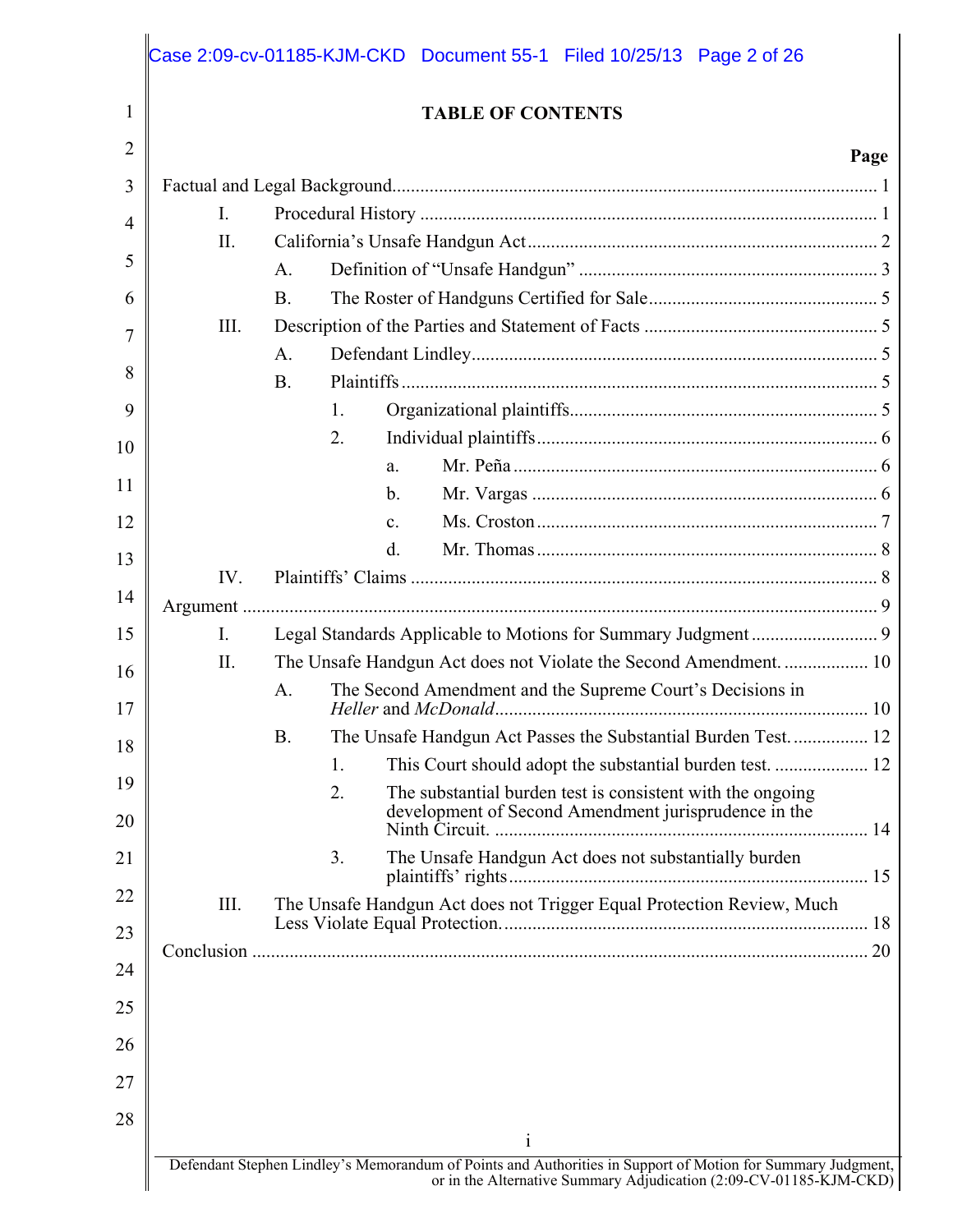# TABLE OF CONTENTS

| | Page |
|---|---|
| Factual and Legal Background | 1 |
| I. Procedural History | 1 |
| II. California's Unsafe Handgun Act | 2 |
| A. Definition of "Unsafe Handgun" | 3 |
| B. The Roster of Handguns Certified for Sale | 5 |
| III. Description of the Parties and Statement of Facts | 5 |
| A. Defendant Lindley | 5 |
| B. Plaintiffs | 5 |
| 1. Organizational plaintiffs | 5 |
| 2. Individual plaintiffs | 6 |
| a. Mr. Peña | 6 |
| b. Mr. Vargas | 6 |
| c. Ms. Croston | 7 |
| d. Mr. Thomas | 8 |
| IV. Plaintiffs' Claims | 8 |
| Argument | 9 |
| I. Legal Standards Applicable to Motions for Summary Judgment | 9 |
| II. The Unsafe Handgun Act does not Violate the Second Amendment. | 10 |
| A. The Second Amendment and the Supreme Court's Decisions in *Heller* and *McDonald* | 10 |
| B. The Unsafe Handgun Act Passes the Substantial Burden Test. | 12 |
| 1. This Court should adopt the substantial burden test. | 12 |
| 2. The substantial burden test is consistent with the ongoing development of Second Amendment jurisprudence in the Ninth Circuit. | 14 |
| 3. The Unsafe Handgun Act does not substantially burden plaintiffs' rights | 15 |
| III. The Unsafe Handgun Act does not Trigger Equal Protection Review, Much Less Violate Equal Protection. | 18 |
| Conclusion | 20 |

Defendant Stephen Lindley's Memorandum of Points and Authorities in Support of Motion for Summary Judgment, or in the Alternative Summary Adjudication (2:09-CV-01185-KJM-CKD)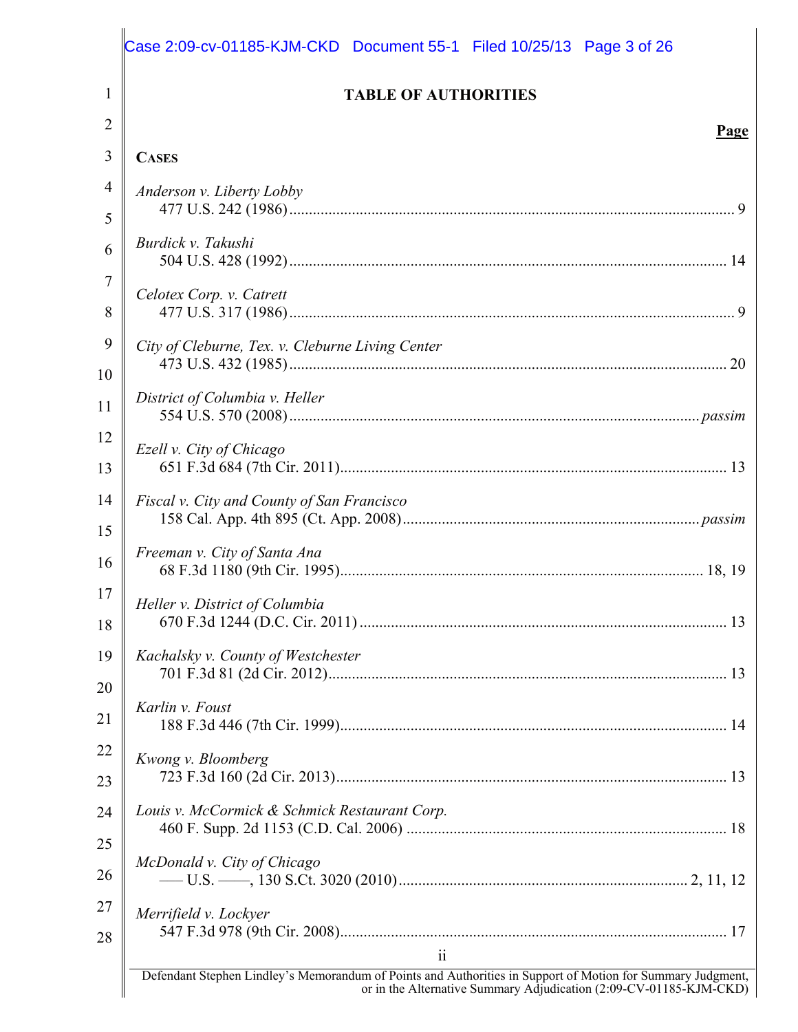# TABLE OF AUTHORITIES

**Page**

**CASES**

*Anderson v. Liberty Lobby*
477 U.S. 242 (1986) ..... 9

*Burdick v. Takushi*
504 U.S. 428 (1992) ..... 14

*Celotex Corp. v. Catrett*
477 U.S. 317 (1986) ..... 9

*City of Cleburne, Tex. v. Cleburne Living Center*
473 U.S. 432 (1985) ..... 20

*District of Columbia v. Heller*
554 U.S. 570 (2008) ..... *passim*

*Ezell v. City of Chicago*
651 F.3d 684 (7th Cir. 2011) ..... 13

*Fiscal v. City and County of San Francisco*
158 Cal. App. 4th 895 (Ct. App. 2008) ..... *passim*

*Freeman v. City of Santa Ana*
68 F.3d 1180 (9th Cir. 1995) ..... 18, 19

*Heller v. District of Columbia*
670 F.3d 1244 (D.C. Cir. 2011) ..... 13

*Kachalsky v. County of Westchester*
701 F.3d 81 (2d Cir. 2012) ..... 13

*Karlin v. Foust*
188 F.3d 446 (7th Cir. 1999) ..... 14

*Kwong v. Bloomberg*
723 F.3d 160 (2d Cir. 2013) ..... 13

*Louis v. McCormick & Schmick Restaurant Corp.*
460 F. Supp. 2d 1153 (C.D. Cal. 2006) ..... 18

*McDonald v. City of Chicago*
— U.S. —, 130 S.Ct. 3020 (2010) ..... 2, 11, 12

*Merrifield v. Lockyer*
547 F.3d 978 (9th Cir. 2008) ..... 17

Defendant Stephen Lindley's Memorandum of Points and Authorities in Support of Motion for Summary Judgment, or in the Alternative Summary Adjudication (2:09-CV-01185-KJM-CKD)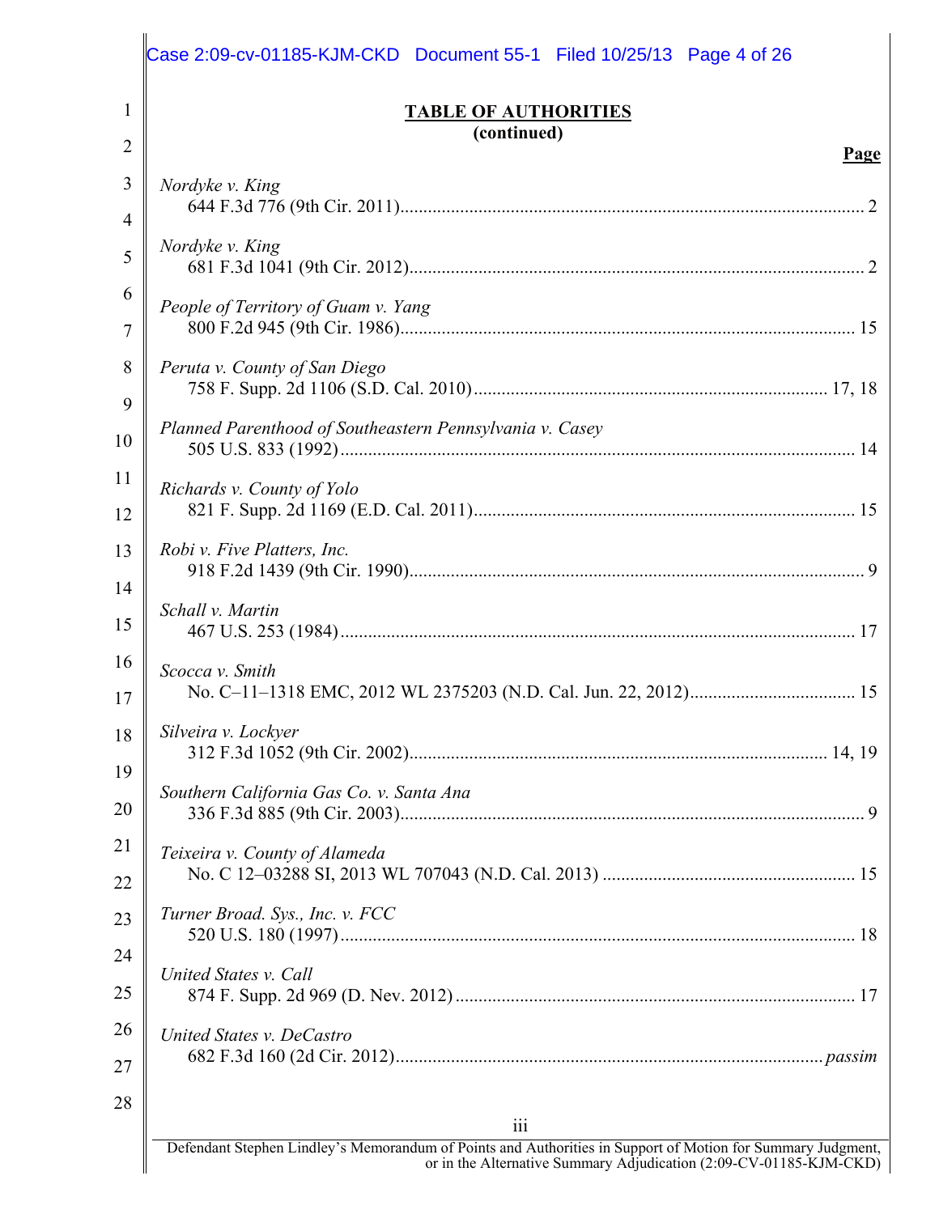**TABLE OF AUTHORITIES**
**(continued)**

**Page**

*Nordyke v. King*
644 F.3d 776 (9th Cir. 2011).......................................................................................................2

*Nordyke v. King*
681 F.3d 1041 (9th Cir. 2012).....................................................................................................2

*People of Territory of Guam v. Yang*
800 F.2d 945 (9th Cir. 1986)......................................................................................................15

*Peruta v. County of San Diego*
758 F. Supp. 2d 1106 (S.D. Cal. 2010)..............................................................................17, 18

*Planned Parenthood of Southeastern Pennsylvania v. Casey*
505 U.S. 833 (1992)..................................................................................................................14

*Richards v. County of Yolo*
821 F. Supp. 2d 1169 (E.D. Cal. 2011).....................................................................................15

*Robi v. Five Platters, Inc.*
918 F.2d 1439 (9th Cir. 1990)......................................................................................................9

*Schall v. Martin*
467 U.S. 253 (1984)..................................................................................................................17

*Scocca v. Smith*
No. C–11–1318 EMC, 2012 WL 2375203 (N.D. Cal. Jun. 22, 2012)......................................15

*Silveira v. Lockyer*
312 F.3d 1052 (9th Cir. 2002).............................................................................................14, 19

*Southern California Gas Co. v. Santa Ana*
336 F.3d 885 (9th Cir. 2003)........................................................................................................9

*Teixeira v. County of Alameda*
No. C 12–03288 SI, 2013 WL 707043 (N.D. Cal. 2013) .........................................................15

*Turner Broad. Sys., Inc. v. FCC*
520 U.S. 180 (1997)..................................................................................................................18

*United States v. Call*
874 F. Supp. 2d 969 (D. Nev. 2012) .........................................................................................17

*United States v. DeCastro*
682 F.3d 160 (2d Cir. 2012)...............................................................................................*passim*

Defendant Stephen Lindley's Memorandum of Points and Authorities in Support of Motion for Summary Judgment, or in the Alternative Summary Adjudication (2:09-CV-01185-KJM-CKD)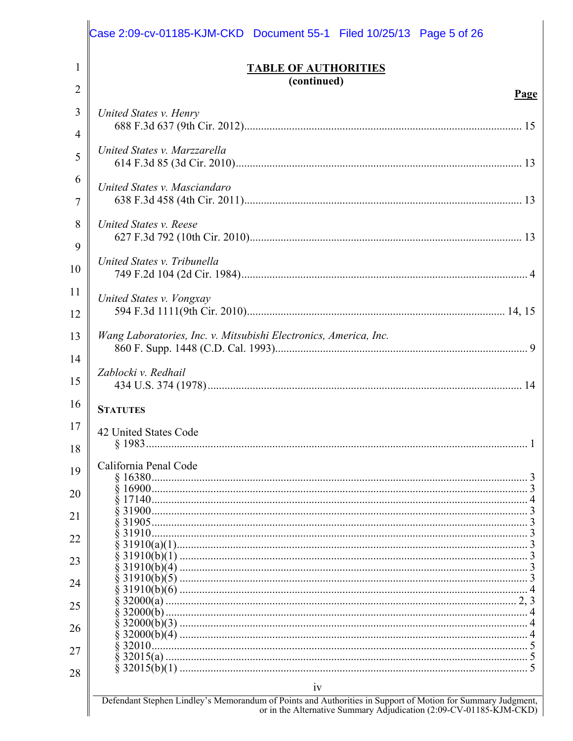## TABLE OF AUTHORITIES
**(continued)**

**Page**

*United States v. Henry*
688 F.3d 637 (9th Cir. 2012).......................................................... 15

*United States v. Marzzarella*
614 F.3d 85 (3d Cir. 2010).......................................................... 13

*United States v. Masciandaro*
638 F.3d 458 (4th Cir. 2011).......................................................... 13

*United States v. Reese*
627 F.3d 792 (10th Cir. 2010).......................................................... 13

*United States v. Tribunella*
749 F.2d 104 (2d Cir. 1984).......................................................... 4

*United States v. Vongxay*
594 F.3d 1111(9th Cir. 2010).......................................................... 14, 15

*Wang Laboratories, Inc. v. Mitsubishi Electronics, America, Inc.*
860 F. Supp. 1448 (C.D. Cal. 1993).......................................................... 9

*Zablocki v. Redhail*
434 U.S. 374 (1978).......................................................... 14

**STATUTES**

42 United States Code
§ 1983.......................................................... 1

California Penal Code
§ 16380.......................................................... 3
§ 16900.......................................................... 3
§ 17140.......................................................... 4
§ 31900.......................................................... 3
§ 31905.......................................................... 3
§ 31910.......................................................... 3
§ 31910(a)(1).......................................................... 3
§ 31910(b)(1).......................................................... 3
§ 31910(b)(4).......................................................... 3
§ 31910(b)(5).......................................................... 3
§ 31910(b)(6).......................................................... 4
§ 32000(a).......................................................... 2, 3
§ 32000(b).......................................................... 4
§ 32000(b)(3).......................................................... 4
§ 32000(b)(4).......................................................... 4
§ 32010.......................................................... 5
§ 32015(a).......................................................... 5
§ 32015(b)(1).......................................................... 5

Defendant Stephen Lindley's Memorandum of Points and Authorities in Support of Motion for Summary Judgment, or in the Alternative Summary Adjudication (2:09-CV-01185-KJM-CKD)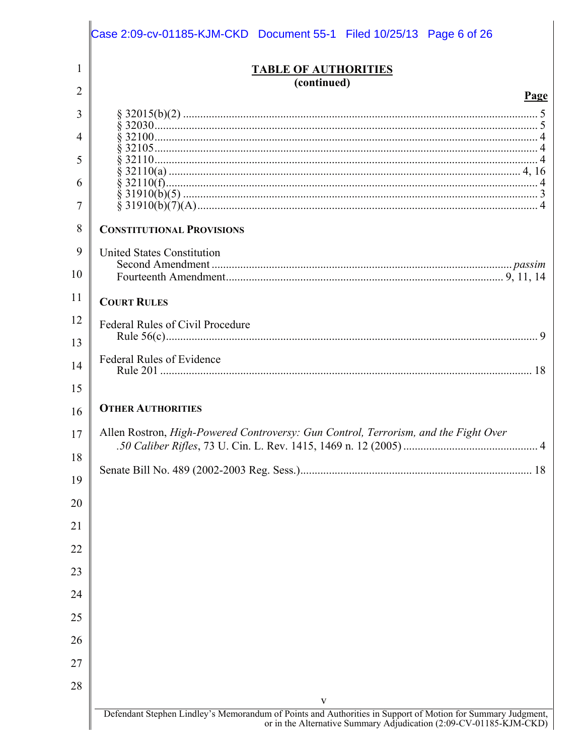# TABLE OF AUTHORITIES
**(continued)**

**Page**

§ 32015(b)(2) .......... 5
§ 32030 .......... 5
§ 32100 .......... 4
§ 32105 .......... 4
§ 32110 .......... 4
§ 32110(a) .......... 4, 16
§ 32110(f) .......... 4
§ 31910(b)(5) .......... 3
§ 31910(b)(7)(A) .......... 4

**CONSTITUTIONAL PROVISIONS**

United States Constitution
Second Amendment .......... *passim*
Fourteenth Amendment .......... 9, 11, 14

**COURT RULES**

Federal Rules of Civil Procedure
Rule 56(c) .......... 9

Federal Rules of Evidence
Rule 201 .......... 18

**OTHER AUTHORITIES**

Allen Rostron, *High-Powered Controversy: Gun Control, Terrorism, and the Fight Over .50 Caliber Rifles*, 73 U. Cin. L. Rev. 1415, 1469 n. 12 (2005) .......... 4

Senate Bill No. 489 (2002-2003 Reg. Sess.) .......... 18

Defendant Stephen Lindley's Memorandum of Points and Authorities in Support of Motion for Summary Judgment, or in the Alternative Summary Adjudication (2:09-CV-01185-KJM-CKD)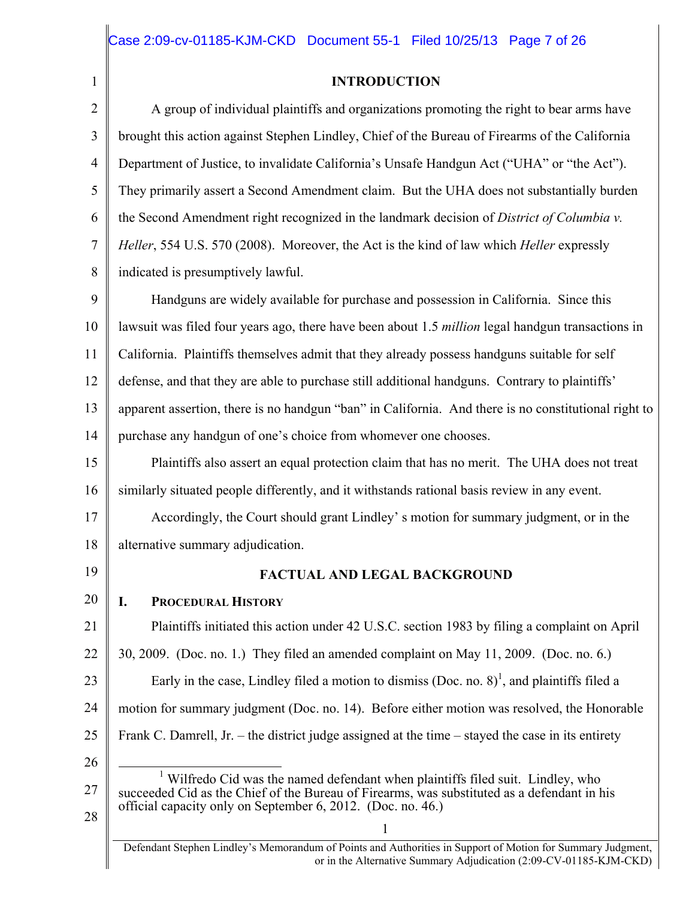## INTRODUCTION

A group of individual plaintiffs and organizations promoting the right to bear arms have brought this action against Stephen Lindley, Chief of the Bureau of Firearms of the California Department of Justice, to invalidate California's Unsafe Handgun Act ("UHA" or "the Act"). They primarily assert a Second Amendment claim. But the UHA does not substantially burden the Second Amendment right recognized in the landmark decision of *District of Columbia v. Heller*, 554 U.S. 570 (2008). Moreover, the Act is the kind of law which *Heller* expressly indicated is presumptively lawful.

Handguns are widely available for purchase and possession in California. Since this lawsuit was filed four years ago, there have been about 1.5 *million* legal handgun transactions in California. Plaintiffs themselves admit that they already possess handguns suitable for self defense, and that they are able to purchase still additional handguns. Contrary to plaintiffs' apparent assertion, there is no handgun "ban" in California. And there is no constitutional right to purchase any handgun of one's choice from whomever one chooses.

Plaintiffs also assert an equal protection claim that has no merit. The UHA does not treat similarly situated people differently, and it withstands rational basis review in any event.

Accordingly, the Court should grant Lindley' s motion for summary judgment, or in the alternative summary adjudication.

## FACTUAL AND LEGAL BACKGROUND

### I. Procedural History

Plaintiffs initiated this action under 42 U.S.C. section 1983 by filing a complaint on April 30, 2009. (Doc. no. 1.) They filed an amended complaint on May 11, 2009. (Doc. no. 6.)

Early in the case, Lindley filed a motion to dismiss (Doc. no. 8)[1], and plaintiffs filed a motion for summary judgment (Doc. no. 14). Before either motion was resolved, the Honorable Frank C. Damrell, Jr. – the district judge assigned at the time – stayed the case in its entirety

[1] Wilfredo Cid was the named defendant when plaintiffs filed suit. Lindley, who succeeded Cid as the Chief of the Bureau of Firearms, was substituted as a defendant in his official capacity only on September 6, 2012. (Doc. no. 46.)

Defendant Stephen Lindley's Memorandum of Points and Authorities in Support of Motion for Summary Judgment, or in the Alternative Summary Adjudication (2:09-CV-01185-KJM-CKD)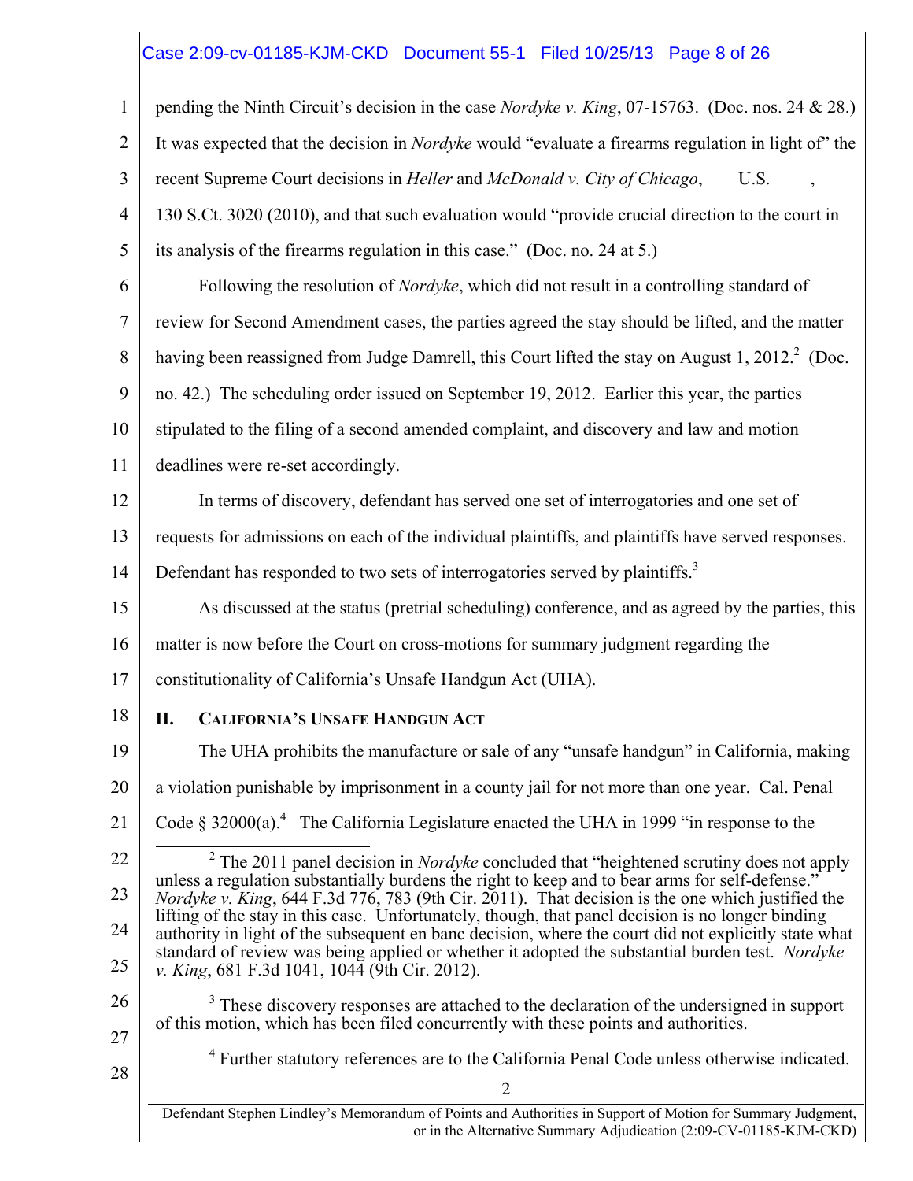pending the Ninth Circuit's decision in the case *Nordyke v. King*, 07-15763. (Doc. nos. 24 & 28.) It was expected that the decision in *Nordyke* would "evaluate a firearms regulation in light of" the recent Supreme Court decisions in *Heller* and *McDonald v. City of Chicago*, —— U.S. ——, 130 S.Ct. 3020 (2010), and that such evaluation would "provide crucial direction to the court in its analysis of the firearms regulation in this case." (Doc. no. 24 at 5.)

Following the resolution of *Nordyke*, which did not result in a controlling standard of review for Second Amendment cases, the parties agreed the stay should be lifted, and the matter having been reassigned from Judge Damrell, this Court lifted the stay on August 1, 2012.[2] (Doc. no. 42.) The scheduling order issued on September 19, 2012. Earlier this year, the parties stipulated to the filing of a second amended complaint, and discovery and law and motion deadlines were re-set accordingly.

In terms of discovery, defendant has served one set of interrogatories and one set of requests for admissions on each of the individual plaintiffs, and plaintiffs have served responses. Defendant has responded to two sets of interrogatories served by plaintiffs.[3]

As discussed at the status (pretrial scheduling) conference, and as agreed by the parties, this matter is now before the Court on cross-motions for summary judgment regarding the constitutionality of California's Unsafe Handgun Act (UHA).

## II. California's Unsafe Handgun Act

The UHA prohibits the manufacture or sale of any "unsafe handgun" in California, making a violation punishable by imprisonment in a county jail for not more than one year. Cal. Penal Code § 32000(a).[4] The California Legislature enacted the UHA in 1999 "in response to the

---

[2] The 2011 panel decision in *Nordyke* concluded that "heightened scrutiny does not apply unless a regulation substantially burdens the right to keep and to bear arms for self-defense." *Nordyke v. King*, 644 F.3d 776, 783 (9th Cir. 2011). That decision is the one which justified the lifting of the stay in this case. Unfortunately, though, that panel decision is no longer binding authority in light of the subsequent en banc decision, where the court did not explicitly state what standard of review was being applied or whether it adopted the substantial burden test. *Nordyke v. King*, 681 F.3d 1041, 1044 (9th Cir. 2012).

[3] These discovery responses are attached to the declaration of the undersigned in support of this motion, which has been filed concurrently with these points and authorities.

[4] Further statutory references are to the California Penal Code unless otherwise indicated.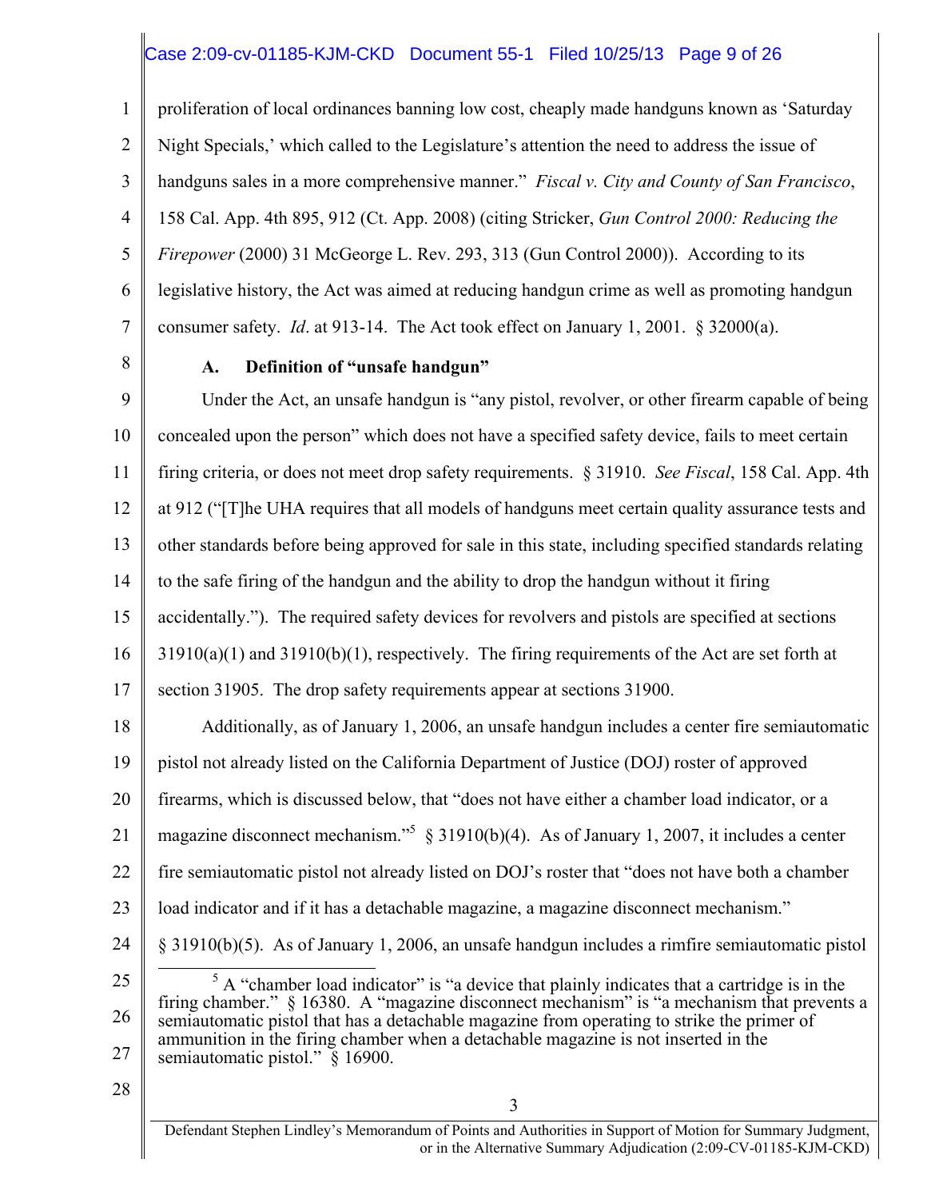proliferation of local ordinances banning low cost, cheaply made handguns known as 'Saturday Night Specials,' which called to the Legislature's attention the need to address the issue of handguns sales in a more comprehensive manner." *Fiscal v. City and County of San Francisco*, 158 Cal. App. 4th 895, 912 (Ct. App. 2008) (citing Stricker, *Gun Control 2000: Reducing the Firepower* (2000) 31 McGeorge L. Rev. 293, 313 (Gun Control 2000)). According to its legislative history, the Act was aimed at reducing handgun crime as well as promoting handgun consumer safety. *Id*. at 913-14. The Act took effect on January 1, 2001. § 32000(a).

### A. Definition of "unsafe handgun"

Under the Act, an unsafe handgun is "any pistol, revolver, or other firearm capable of being concealed upon the person" which does not have a specified safety device, fails to meet certain firing criteria, or does not meet drop safety requirements. § 31910. *See Fiscal*, 158 Cal. App. 4th at 912 ("[T]he UHA requires that all models of handguns meet certain quality assurance tests and other standards before being approved for sale in this state, including specified standards relating to the safe firing of the handgun and the ability to drop the handgun without it firing accidentally."). The required safety devices for revolvers and pistols are specified at sections 31910(a)(1) and 31910(b)(1), respectively. The firing requirements of the Act are set forth at section 31905. The drop safety requirements appear at sections 31900.

Additionally, as of January 1, 2006, an unsafe handgun includes a center fire semiautomatic pistol not already listed on the California Department of Justice (DOJ) roster of approved firearms, which is discussed below, that "does not have either a chamber load indicator, or a magazine disconnect mechanism."[5] § 31910(b)(4). As of January 1, 2007, it includes a center fire semiautomatic pistol not already listed on DOJ's roster that "does not have both a chamber load indicator and if it has a detachable magazine, a magazine disconnect mechanism." § 31910(b)(5). As of January 1, 2006, an unsafe handgun includes a rimfire semiautomatic pistol

[5] A "chamber load indicator" is "a device that plainly indicates that a cartridge is in the firing chamber." § 16380. A "magazine disconnect mechanism" is "a mechanism that prevents a semiautomatic pistol that has a detachable magazine from operating to strike the primer of ammunition in the firing chamber when a detachable magazine is not inserted in the semiautomatic pistol." § 16900.

Defendant Stephen Lindley's Memorandum of Points and Authorities in Support of Motion for Summary Judgment, or in the Alternative Summary Adjudication (2:09-CV-01185-KJM-CKD)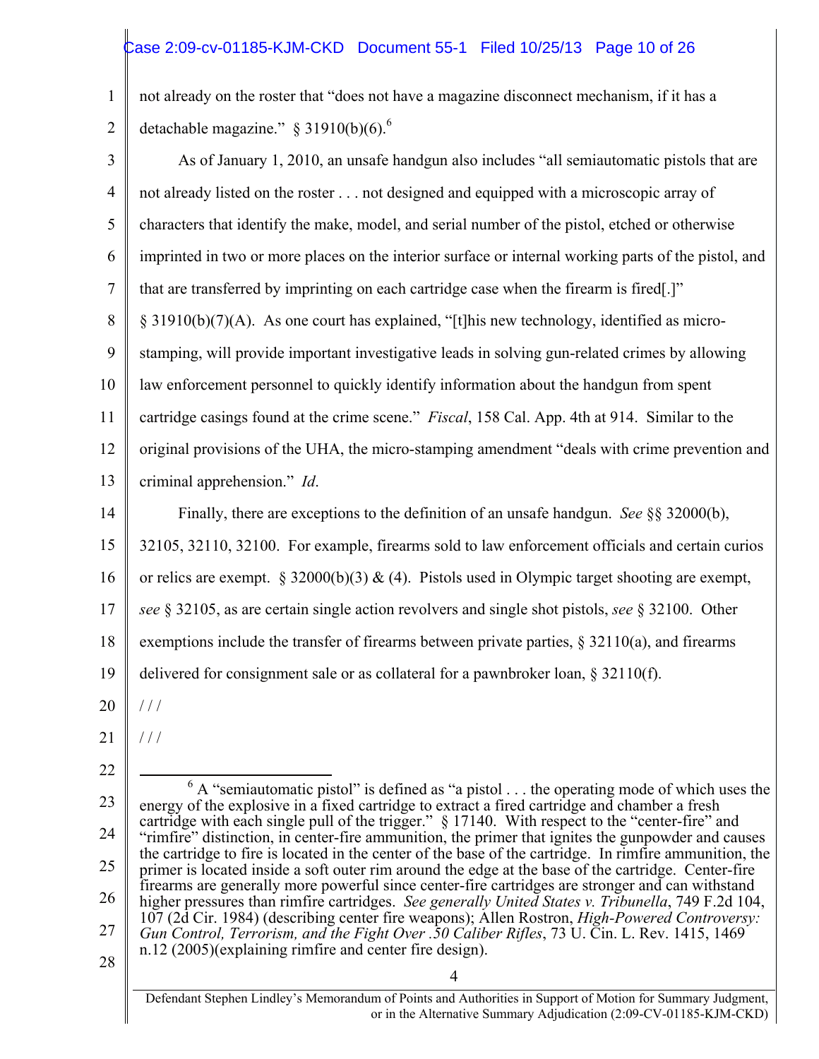not already on the roster that "does not have a magazine disconnect mechanism, if it has a detachable magazine." § 31910(b)(6).[6]

As of January 1, 2010, an unsafe handgun also includes "all semiautomatic pistols that are not already listed on the roster . . . not designed and equipped with a microscopic array of characters that identify the make, model, and serial number of the pistol, etched or otherwise imprinted in two or more places on the interior surface or internal working parts of the pistol, and that are transferred by imprinting on each cartridge case when the firearm is fired[.]" § 31910(b)(7)(A). As one court has explained, "[t]his new technology, identified as micro-stamping, will provide important investigative leads in solving gun-related crimes by allowing law enforcement personnel to quickly identify information about the handgun from spent cartridge casings found at the crime scene." *Fiscal*, 158 Cal. App. 4th at 914. Similar to the original provisions of the UHA, the micro-stamping amendment "deals with crime prevention and criminal apprehension." *Id*.

Finally, there are exceptions to the definition of an unsafe handgun. *See* §§ 32000(b), 32105, 32110, 32100. For example, firearms sold to law enforcement officials and certain curios or relics are exempt. § 32000(b)(3) & (4). Pistols used in Olympic target shooting are exempt, *see* § 32105, as are certain single action revolvers and single shot pistols, *see* § 32100. Other exemptions include the transfer of firearms between private parties, § 32110(a), and firearms delivered for consignment sale or as collateral for a pawnbroker loan, § 32110(f).

/ / /

/ / /

---

[6] A "semiautomatic pistol" is defined as "a pistol . . . the operating mode of which uses the energy of the explosive in a fixed cartridge to extract a fired cartridge and chamber a fresh cartridge with each single pull of the trigger." § 17140. With respect to the "center-fire" and "rimfire" distinction, in center-fire ammunition, the primer that ignites the gunpowder and causes the cartridge to fire is located in the center of the base of the cartridge. In rimfire ammunition, the primer is located inside a soft outer rim around the edge at the base of the cartridge. Center-fire firearms are generally more powerful since center-fire cartridges are stronger and can withstand higher pressures than rimfire cartridges. *See generally United States v. Tribunella*, 749 F.2d 104, 107 (2d Cir. 1984) (describing center fire weapons); Allen Rostron, *High-Powered Controversy: Gun Control, Terrorism, and the Fight Over .50 Caliber Rifles*, 73 U. Cin. L. Rev. 1415, 1469 n.12 (2005)(explaining rimfire and center fire design).

Defendant Stephen Lindley's Memorandum of Points and Authorities in Support of Motion for Summary Judgment, or in the Alternative Summary Adjudication (2:09-CV-01185-KJM-CKD)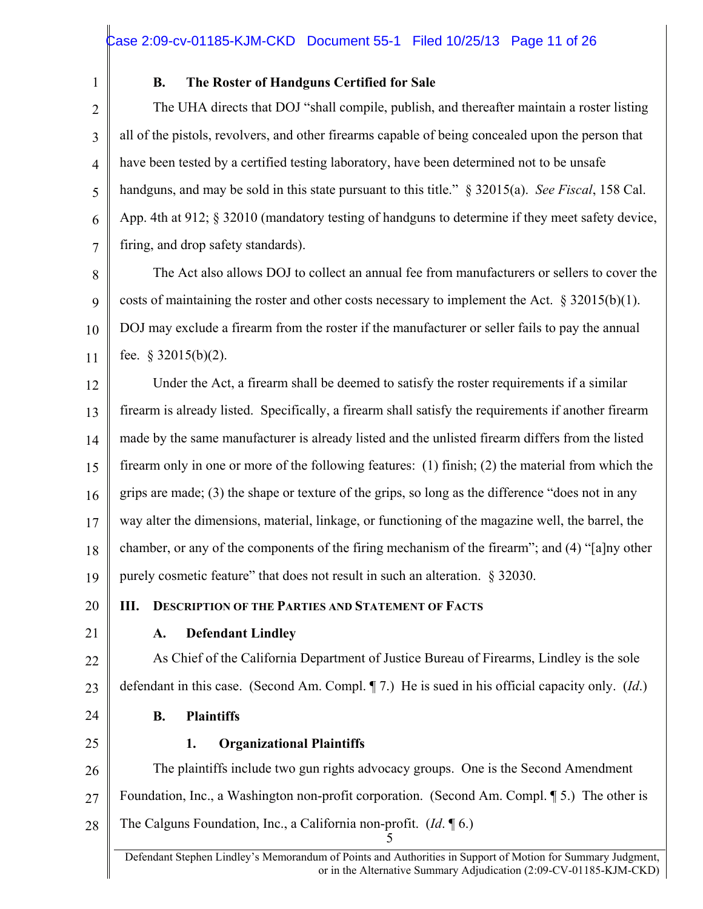### B. The Roster of Handguns Certified for Sale

The UHA directs that DOJ "shall compile, publish, and thereafter maintain a roster listing all of the pistols, revolvers, and other firearms capable of being concealed upon the person that have been tested by a certified testing laboratory, have been determined not to be unsafe handguns, and may be sold in this state pursuant to this title." § 32015(a). *See Fiscal*, 158 Cal. App. 4th at 912; § 32010 (mandatory testing of handguns to determine if they meet safety device, firing, and drop safety standards).

The Act also allows DOJ to collect an annual fee from manufacturers or sellers to cover the costs of maintaining the roster and other costs necessary to implement the Act. § 32015(b)(1). DOJ may exclude a firearm from the roster if the manufacturer or seller fails to pay the annual fee. § 32015(b)(2).

Under the Act, a firearm shall be deemed to satisfy the roster requirements if a similar firearm is already listed. Specifically, a firearm shall satisfy the requirements if another firearm made by the same manufacturer is already listed and the unlisted firearm differs from the listed firearm only in one or more of the following features: (1) finish; (2) the material from which the grips are made; (3) the shape or texture of the grips, so long as the difference "does not in any way alter the dimensions, material, linkage, or functioning of the magazine well, the barrel, the chamber, or any of the components of the firing mechanism of the firearm"; and (4) "[a]ny other purely cosmetic feature" that does not result in such an alteration. § 32030.

## III. Description of the Parties and Statement of Facts

### A. Defendant Lindley

As Chief of the California Department of Justice Bureau of Firearms, Lindley is the sole defendant in this case. (Second Am. Compl. ¶ 7.) He is sued in his official capacity only. (*Id.*)

### B. Plaintiffs

#### 1. Organizational Plaintiffs

The plaintiffs include two gun rights advocacy groups. One is the Second Amendment Foundation, Inc., a Washington non-profit corporation. (Second Am. Compl. ¶ 5.) The other is The Calguns Foundation, Inc., a California non-profit. (*Id.* ¶ 6.)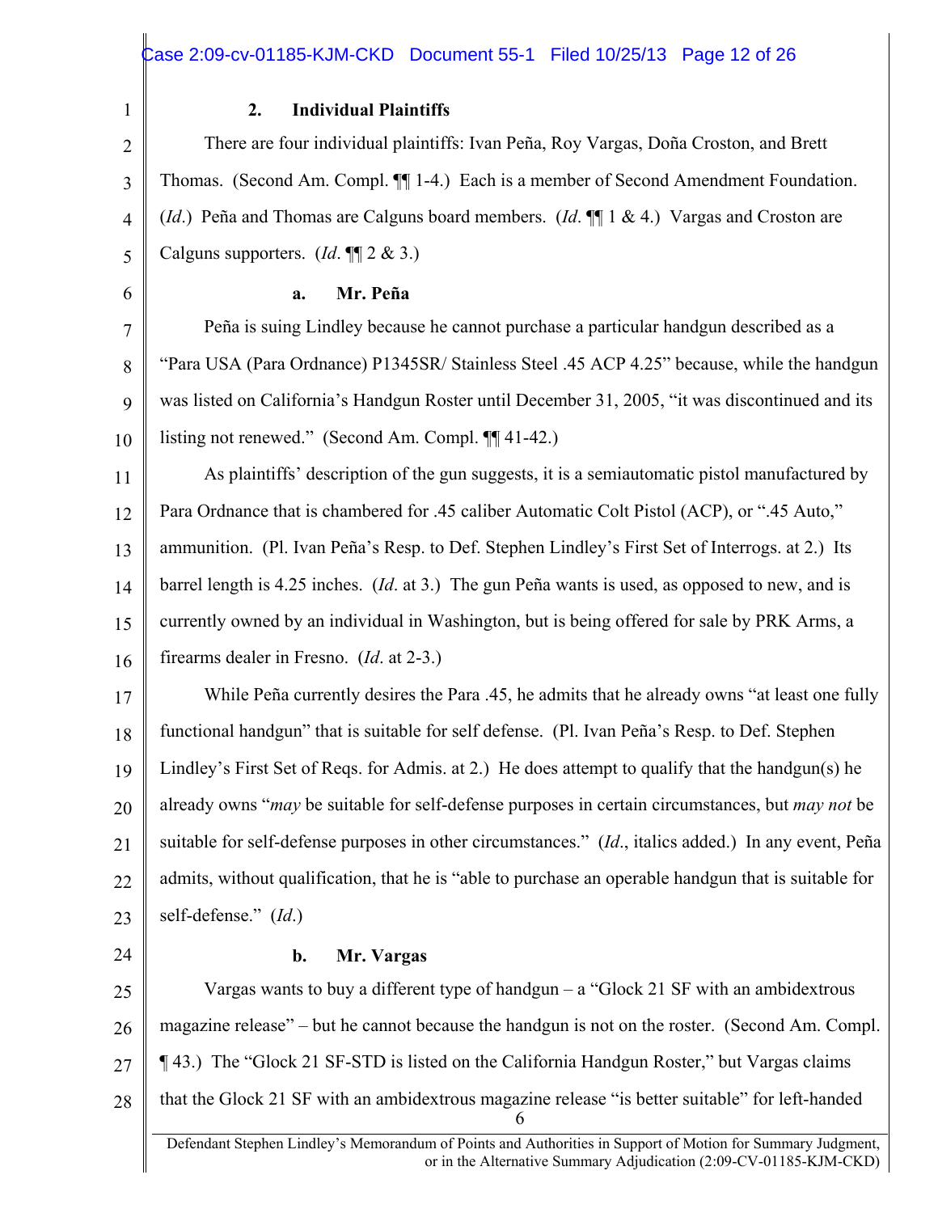### 2. Individual Plaintiffs

There are four individual plaintiffs: Ivan Peña, Roy Vargas, Doña Croston, and Brett Thomas. (Second Am. Compl. ¶¶ 1-4.) Each is a member of Second Amendment Foundation. (*Id*.) Peña and Thomas are Calguns board members. (*Id*. ¶¶ 1 & 4.) Vargas and Croston are Calguns supporters. (*Id*. ¶¶ 2 & 3.)

#### a. Mr. Peña

Peña is suing Lindley because he cannot purchase a particular handgun described as a "Para USA (Para Ordnance) P1345SR/ Stainless Steel .45 ACP 4.25" because, while the handgun was listed on California's Handgun Roster until December 31, 2005, "it was discontinued and its listing not renewed." (Second Am. Compl. ¶¶ 41-42.)

As plaintiffs' description of the gun suggests, it is a semiautomatic pistol manufactured by Para Ordnance that is chambered for .45 caliber Automatic Colt Pistol (ACP), or ".45 Auto," ammunition. (Pl. Ivan Peña's Resp. to Def. Stephen Lindley's First Set of Interrogs. at 2.) Its barrel length is 4.25 inches. (*Id*. at 3.) The gun Peña wants is used, as opposed to new, and is currently owned by an individual in Washington, but is being offered for sale by PRK Arms, a firearms dealer in Fresno. (*Id*. at 2-3.)

While Peña currently desires the Para .45, he admits that he already owns "at least one fully functional handgun" that is suitable for self defense. (Pl. Ivan Peña's Resp. to Def. Stephen Lindley's First Set of Reqs. for Admis. at 2.) He does attempt to qualify that the handgun(s) he already owns "*may* be suitable for self-defense purposes in certain circumstances, but *may not* be suitable for self-defense purposes in other circumstances." (*Id*., italics added.) In any event, Peña admits, without qualification, that he is "able to purchase an operable handgun that is suitable for self-defense." (*Id*.)

#### b. Mr. Vargas

Vargas wants to buy a different type of handgun – a "Glock 21 SF with an ambidextrous magazine release" – but he cannot because the handgun is not on the roster. (Second Am. Compl. ¶ 43.) The "Glock 21 SF-STD is listed on the California Handgun Roster," but Vargas claims that the Glock 21 SF with an ambidextrous magazine release "is better suitable" for left-handed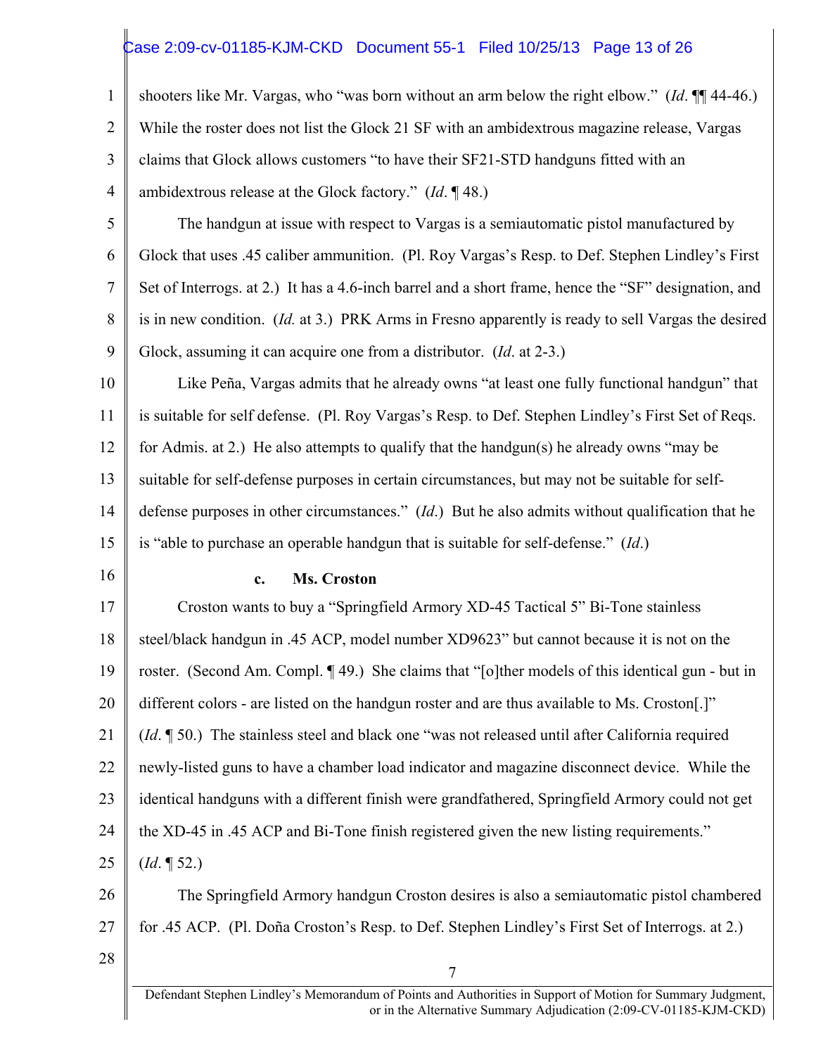shooters like Mr. Vargas, who "was born without an arm below the right elbow." (*Id*. ¶¶ 44-46.) While the roster does not list the Glock 21 SF with an ambidextrous magazine release, Vargas claims that Glock allows customers "to have their SF21-STD handguns fitted with an ambidextrous release at the Glock factory." (*Id*. ¶ 48.)

The handgun at issue with respect to Vargas is a semiautomatic pistol manufactured by Glock that uses .45 caliber ammunition. (Pl. Roy Vargas's Resp. to Def. Stephen Lindley's First Set of Interrogs. at 2.) It has a 4.6-inch barrel and a short frame, hence the "SF" designation, and is in new condition. (*Id.* at 3.) PRK Arms in Fresno apparently is ready to sell Vargas the desired Glock, assuming it can acquire one from a distributor. (*Id*. at 2-3.)

Like Peña, Vargas admits that he already owns "at least one fully functional handgun" that is suitable for self defense. (Pl. Roy Vargas's Resp. to Def. Stephen Lindley's First Set of Reqs. for Admis. at 2.) He also attempts to qualify that the handgun(s) he already owns "may be suitable for self-defense purposes in certain circumstances, but may not be suitable for self-defense purposes in other circumstances." (*Id*.) But he also admits without qualification that he is "able to purchase an operable handgun that is suitable for self-defense." (*Id*.)

**c. Ms. Croston**

Croston wants to buy a "Springfield Armory XD-45 Tactical 5" Bi-Tone stainless steel/black handgun in .45 ACP, model number XD9623" but cannot because it is not on the roster. (Second Am. Compl. ¶ 49.) She claims that "[o]ther models of this identical gun - but in different colors - are listed on the handgun roster and are thus available to Ms. Croston[.]" (*Id*. ¶ 50.) The stainless steel and black one "was not released until after California required newly-listed guns to have a chamber load indicator and magazine disconnect device. While the identical handguns with a different finish were grandfathered, Springfield Armory could not get the XD-45 in .45 ACP and Bi-Tone finish registered given the new listing requirements." (*Id*. ¶ 52.)

The Springfield Armory handgun Croston desires is also a semiautomatic pistol chambered for .45 ACP. (Pl. Doña Croston's Resp. to Def. Stephen Lindley's First Set of Interrogs. at 2.)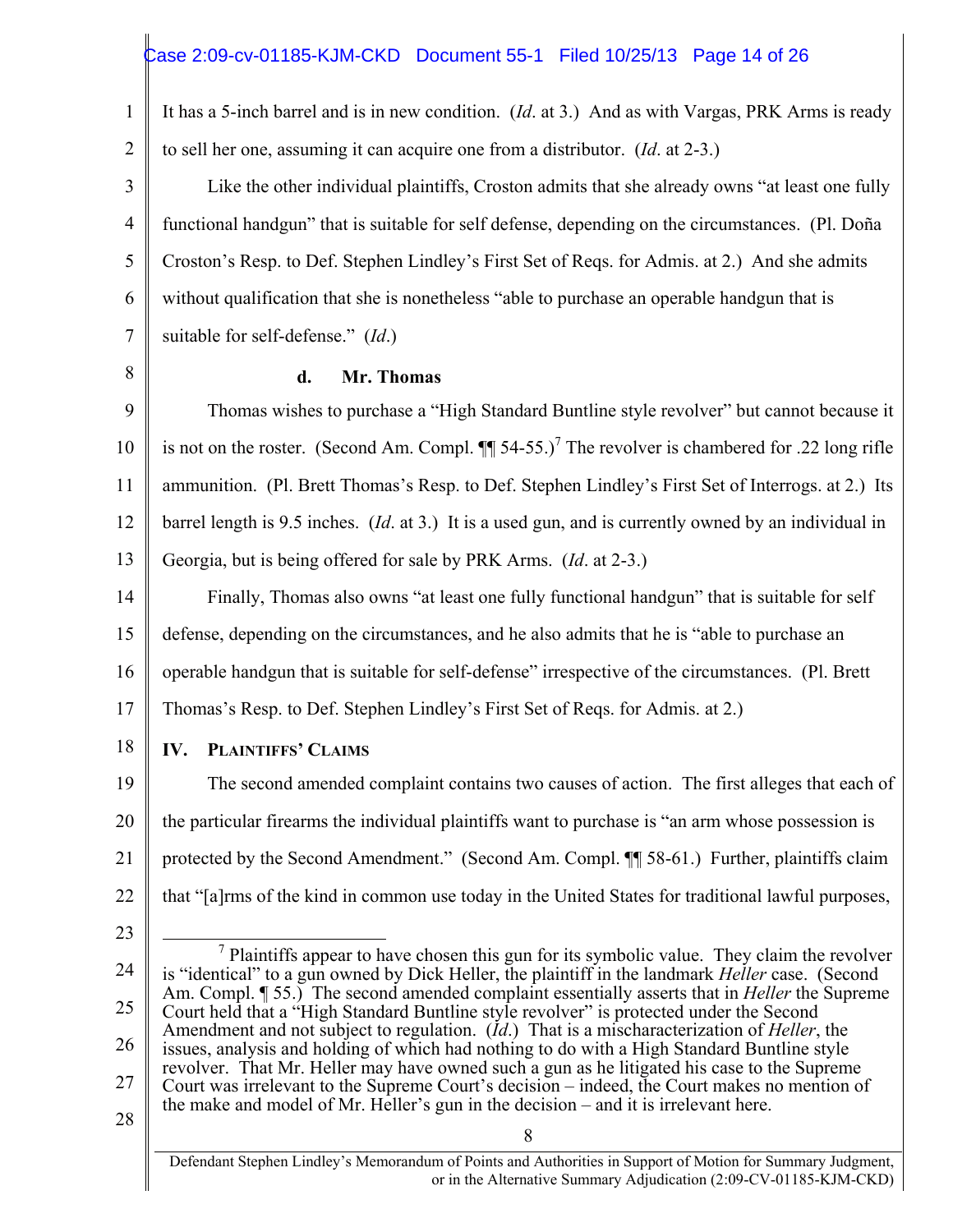It has a 5-inch barrel and is in new condition. (*Id*. at 3.) And as with Vargas, PRK Arms is ready to sell her one, assuming it can acquire one from a distributor. (*Id*. at 2-3.)

Like the other individual plaintiffs, Croston admits that she already owns "at least one fully functional handgun" that is suitable for self defense, depending on the circumstances. (Pl. Doña Croston's Resp. to Def. Stephen Lindley's First Set of Reqs. for Admis. at 2.) And she admits without qualification that she is nonetheless "able to purchase an operable handgun that is suitable for self-defense." (*Id*.)

#### d. Mr. Thomas

Thomas wishes to purchase a "High Standard Buntline style revolver" but cannot because it is not on the roster. (Second Am. Compl. ¶¶ 54-55.)[7] The revolver is chambered for .22 long rifle ammunition. (Pl. Brett Thomas's Resp. to Def. Stephen Lindley's First Set of Interrogs. at 2.) Its barrel length is 9.5 inches. (*Id*. at 3.) It is a used gun, and is currently owned by an individual in Georgia, but is being offered for sale by PRK Arms. (*Id*. at 2-3.)

Finally, Thomas also owns "at least one fully functional handgun" that is suitable for self defense, depending on the circumstances, and he also admits that he is "able to purchase an operable handgun that is suitable for self-defense" irrespective of the circumstances. (Pl. Brett Thomas's Resp. to Def. Stephen Lindley's First Set of Reqs. for Admis. at 2.)

## IV. Plaintiffs' Claims

The second amended complaint contains two causes of action. The first alleges that each of the particular firearms the individual plaintiffs want to purchase is "an arm whose possession is protected by the Second Amendment." (Second Am. Compl. ¶¶ 58-61.) Further, plaintiffs claim that "[a]rms of the kind in common use today in the United States for traditional lawful purposes,

[7] Plaintiffs appear to have chosen this gun for its symbolic value. They claim the revolver is "identical" to a gun owned by Dick Heller, the plaintiff in the landmark *Heller* case. (Second Am. Compl. ¶ 55.) The second amended complaint essentially asserts that in *Heller* the Supreme Court held that a "High Standard Buntline style revolver" is protected under the Second Amendment and not subject to regulation. (*Id.*) That is a mischaracterization of *Heller*, the issues, analysis and holding of which had nothing to do with a High Standard Buntline style revolver. That Mr. Heller may have owned such a gun as he litigated his case to the Supreme Court was irrelevant to the Supreme Court's decision – indeed, the Court makes no mention of the make and model of Mr. Heller's gun in the decision – and it is irrelevant here.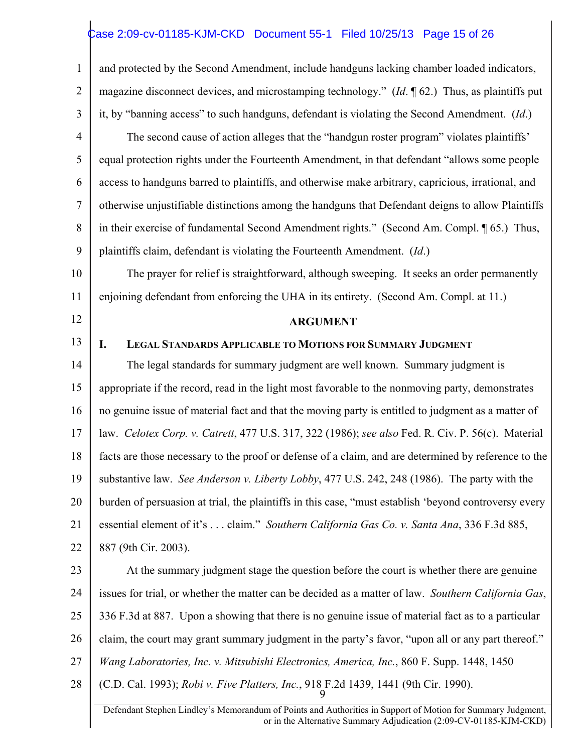and protected by the Second Amendment, include handguns lacking chamber loaded indicators, magazine disconnect devices, and microstamping technology." (*Id*. ¶ 62.) Thus, as plaintiffs put it, by "banning access" to such handguns, defendant is violating the Second Amendment. (*Id*.)

The second cause of action alleges that the "handgun roster program" violates plaintiffs' equal protection rights under the Fourteenth Amendment, in that defendant "allows some people access to handguns barred to plaintiffs, and otherwise make arbitrary, capricious, irrational, and otherwise unjustifiable distinctions among the handguns that Defendant deigns to allow Plaintiffs in their exercise of fundamental Second Amendment rights." (Second Am. Compl. ¶ 65.) Thus, plaintiffs claim, defendant is violating the Fourteenth Amendment. (*Id*.)

The prayer for relief is straightforward, although sweeping. It seeks an order permanently enjoining defendant from enforcing the UHA in its entirety. (Second Am. Compl. at 11.)

## ARGUMENT

### I. Legal Standards Applicable to Motions for Summary Judgment

The legal standards for summary judgment are well known. Summary judgment is appropriate if the record, read in the light most favorable to the nonmoving party, demonstrates no genuine issue of material fact and that the moving party is entitled to judgment as a matter of law. *Celotex Corp. v. Catrett*, 477 U.S. 317, 322 (1986); *see also* Fed. R. Civ. P. 56(c). Material facts are those necessary to the proof or defense of a claim, and are determined by reference to the substantive law. *See Anderson v. Liberty Lobby*, 477 U.S. 242, 248 (1986). The party with the burden of persuasion at trial, the plaintiffs in this case, "must establish 'beyond controversy every essential element of it's . . . claim." *Southern California Gas Co. v. Santa Ana*, 336 F.3d 885, 887 (9th Cir. 2003).

At the summary judgment stage the question before the court is whether there are genuine issues for trial, or whether the matter can be decided as a matter of law. *Southern California Gas*, 336 F.3d at 887. Upon a showing that there is no genuine issue of material fact as to a particular claim, the court may grant summary judgment in the party's favor, "upon all or any part thereof." *Wang Laboratories, Inc. v. Mitsubishi Electronics, America, Inc.*, 860 F. Supp. 1448, 1450 (C.D. Cal. 1993); *Robi v. Five Platters, Inc.*, 918 F.2d 1439, 1441 (9th Cir. 1990).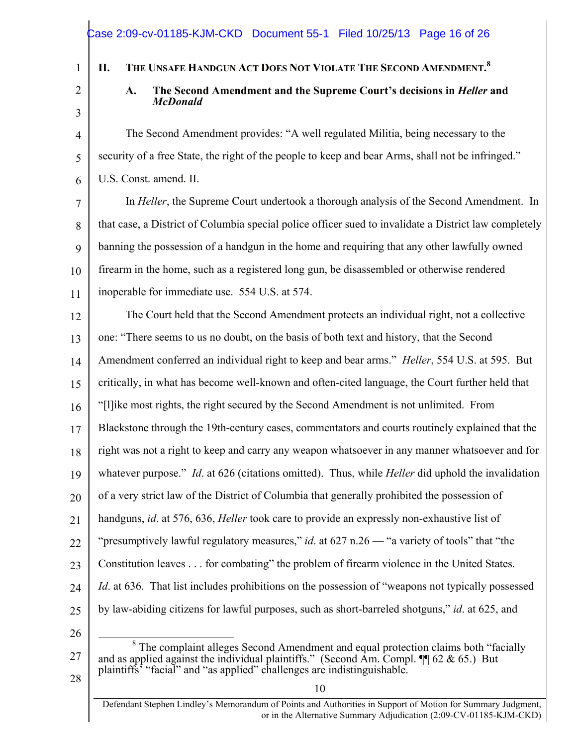## II. The Unsafe Handgun Act Does Not Violate The Second Amendment.[8]

### A. The Second Amendment and the Supreme Court's decisions in *Heller* and *McDonald*

The Second Amendment provides: "A well regulated Militia, being necessary to the security of a free State, the right of the people to keep and bear Arms, shall not be infringed." U.S. Const. amend. II.

In *Heller*, the Supreme Court undertook a thorough analysis of the Second Amendment. In that case, a District of Columbia special police officer sued to invalidate a District law completely banning the possession of a handgun in the home and requiring that any other lawfully owned firearm in the home, such as a registered long gun, be disassembled or otherwise rendered inoperable for immediate use. 554 U.S. at 574.

The Court held that the Second Amendment protects an individual right, not a collective one: "There seems to us no doubt, on the basis of both text and history, that the Second Amendment conferred an individual right to keep and bear arms." *Heller*, 554 U.S. at 595. But critically, in what has become well-known and often-cited language, the Court further held that "[l]ike most rights, the right secured by the Second Amendment is not unlimited. From Blackstone through the 19th-century cases, commentators and courts routinely explained that the right was not a right to keep and carry any weapon whatsoever in any manner whatsoever and for whatever purpose." *Id*. at 626 (citations omitted). Thus, while *Heller* did uphold the invalidation of a very strict law of the District of Columbia that generally prohibited the possession of handguns, *id*. at 576, 636, *Heller* took care to provide an expressly non-exhaustive list of "presumptively lawful regulatory measures," *id*. at 627 n.26 — "a variety of tools" that "the Constitution leaves . . . for combating" the problem of firearm violence in the United States. *Id*. at 636. That list includes prohibitions on the possession of "weapons not typically possessed by law-abiding citizens for lawful purposes, such as short-barreled shotguns," *id*. at 625, and

---

[8] The complaint alleges Second Amendment and equal protection claims both "facially and as applied against the individual plaintiffs." (Second Am. Compl. ¶¶ 62 & 65.) But plaintiffs' "facial" and "as applied" challenges are indistinguishable.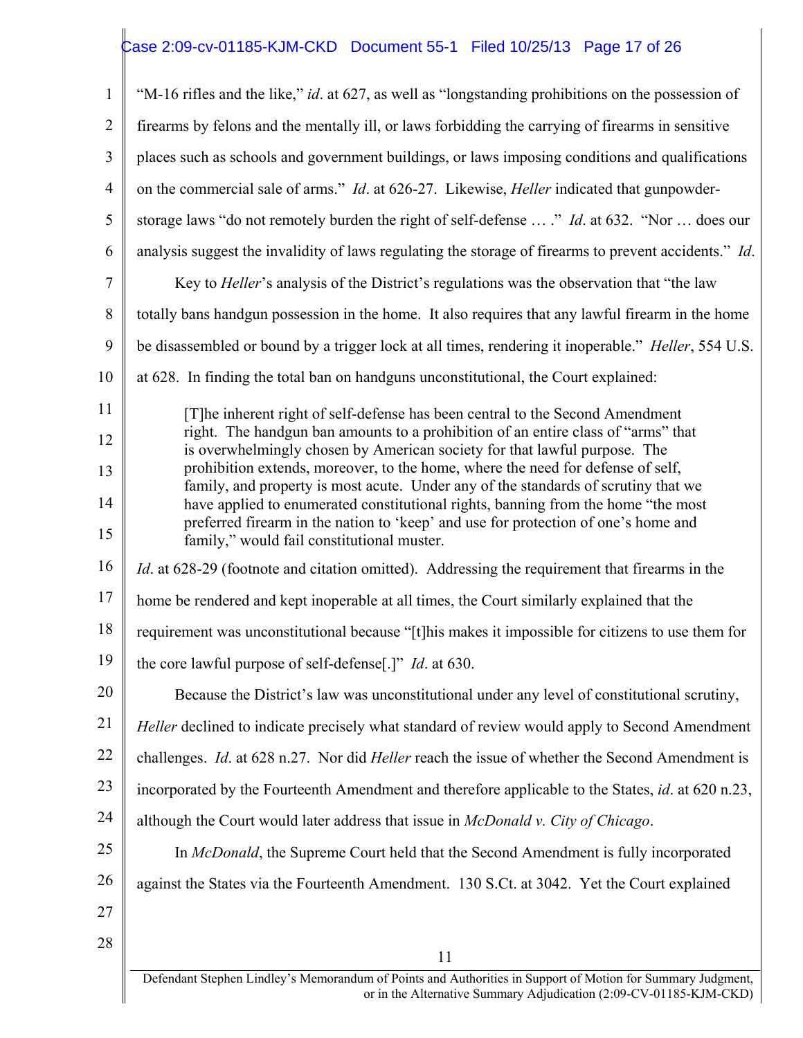"M-16 rifles and the like," *id*. at 627, as well as "longstanding prohibitions on the possession of firearms by felons and the mentally ill, or laws forbidding the carrying of firearms in sensitive places such as schools and government buildings, or laws imposing conditions and qualifications on the commercial sale of arms." *Id*. at 626-27. Likewise, *Heller* indicated that gunpowder-storage laws "do not remotely burden the right of self-defense … ." *Id*. at 632. "Nor … does our analysis suggest the invalidity of laws regulating the storage of firearms to prevent accidents." *Id*.

Key to *Heller*'s analysis of the District's regulations was the observation that "the law totally bans handgun possession in the home. It also requires that any lawful firearm in the home be disassembled or bound by a trigger lock at all times, rendering it inoperable." *Heller*, 554 U.S. at 628. In finding the total ban on handguns unconstitutional, the Court explained:

> [T]he inherent right of self-defense has been central to the Second Amendment right. The handgun ban amounts to a prohibition of an entire class of "arms" that is overwhelmingly chosen by American society for that lawful purpose. The prohibition extends, moreover, to the home, where the need for defense of self, family, and property is most acute. Under any of the standards of scrutiny that we have applied to enumerated constitutional rights, banning from the home "the most preferred firearm in the nation to 'keep' and use for protection of one's home and family," would fail constitutional muster.

*Id*. at 628-29 (footnote and citation omitted). Addressing the requirement that firearms in the home be rendered and kept inoperable at all times, the Court similarly explained that the requirement was unconstitutional because "[t]his makes it impossible for citizens to use them for the core lawful purpose of self-defense[.]" *Id*. at 630.

Because the District's law was unconstitutional under any level of constitutional scrutiny, *Heller* declined to indicate precisely what standard of review would apply to Second Amendment challenges. *Id*. at 628 n.27. Nor did *Heller* reach the issue of whether the Second Amendment is incorporated by the Fourteenth Amendment and therefore applicable to the States, *id*. at 620 n.23, although the Court would later address that issue in *McDonald v. City of Chicago*.

In *McDonald*, the Supreme Court held that the Second Amendment is fully incorporated against the States via the Fourteenth Amendment. 130 S.Ct. at 3042. Yet the Court explained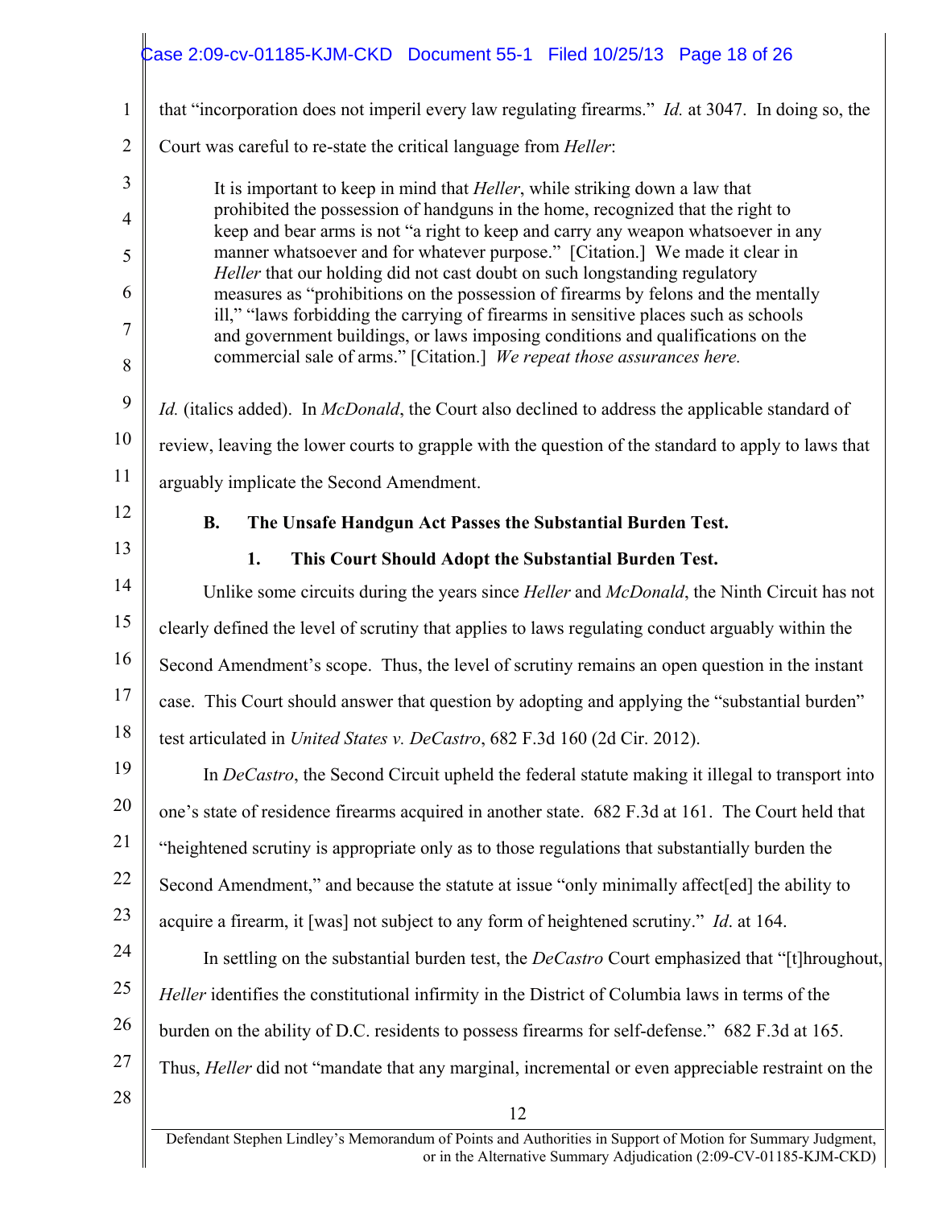that "incorporation does not imperil every law regulating firearms." *Id.* at 3047. In doing so, the Court was careful to re-state the critical language from *Heller*:

> It is important to keep in mind that *Heller*, while striking down a law that prohibited the possession of handguns in the home, recognized that the right to keep and bear arms is not "a right to keep and carry any weapon whatsoever in any manner whatsoever and for whatever purpose." [Citation.] We made it clear in *Heller* that our holding did not cast doubt on such longstanding regulatory measures as "prohibitions on the possession of firearms by felons and the mentally ill," "laws forbidding the carrying of firearms in sensitive places such as schools and government buildings, or laws imposing conditions and qualifications on the commercial sale of arms." [Citation.] *We repeat those assurances here.*

*Id.* (italics added). In *McDonald*, the Court also declined to address the applicable standard of review, leaving the lower courts to grapple with the question of the standard to apply to laws that arguably implicate the Second Amendment.

### B. The Unsafe Handgun Act Passes the Substantial Burden Test.

#### 1. This Court Should Adopt the Substantial Burden Test.

Unlike some circuits during the years since *Heller* and *McDonald*, the Ninth Circuit has not clearly defined the level of scrutiny that applies to laws regulating conduct arguably within the Second Amendment's scope. Thus, the level of scrutiny remains an open question in the instant case. This Court should answer that question by adopting and applying the "substantial burden" test articulated in *United States v. DeCastro*, 682 F.3d 160 (2d Cir. 2012).

In *DeCastro*, the Second Circuit upheld the federal statute making it illegal to transport into one's state of residence firearms acquired in another state. 682 F.3d at 161. The Court held that "heightened scrutiny is appropriate only as to those regulations that substantially burden the Second Amendment," and because the statute at issue "only minimally affect[ed] the ability to acquire a firearm, it [was] not subject to any form of heightened scrutiny." *Id*. at 164.

In settling on the substantial burden test, the *DeCastro* Court emphasized that "[t]hroughout, *Heller* identifies the constitutional infirmity in the District of Columbia laws in terms of the burden on the ability of D.C. residents to possess firearms for self-defense." 682 F.3d at 165. Thus, *Heller* did not "mandate that any marginal, incremental or even appreciable restraint on the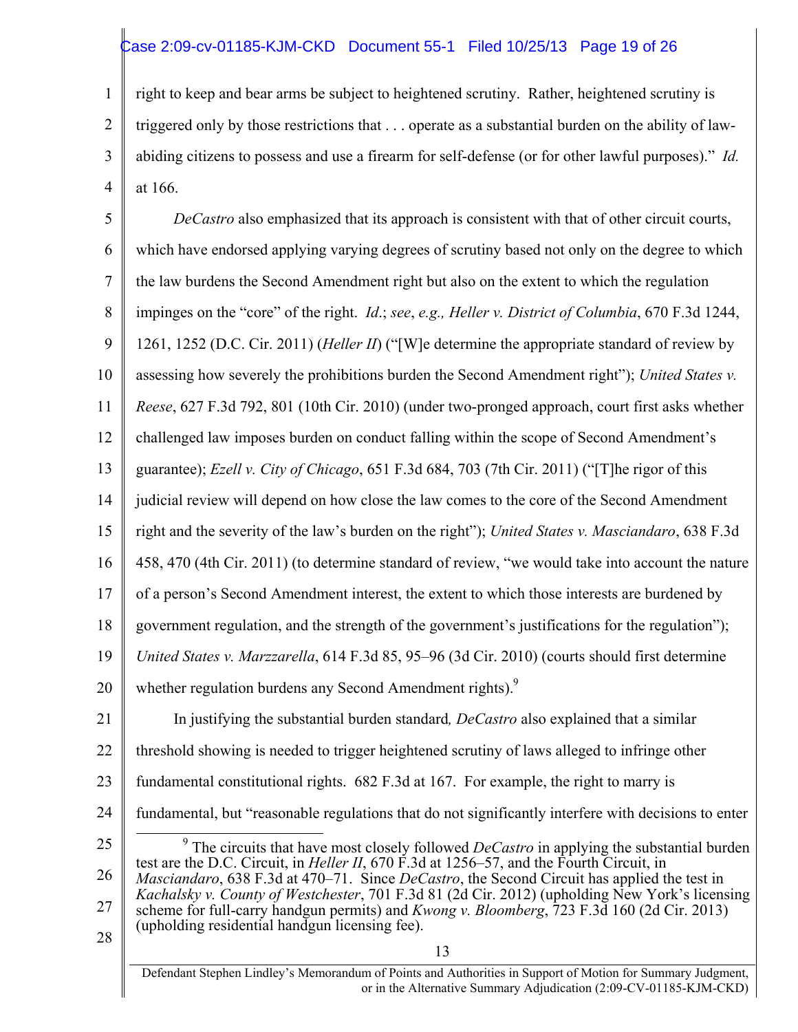right to keep and bear arms be subject to heightened scrutiny. Rather, heightened scrutiny is triggered only by those restrictions that . . . operate as a substantial burden on the ability of law-abiding citizens to possess and use a firearm for self-defense (or for other lawful purposes)." *Id.* at 166.

*DeCastro* also emphasized that its approach is consistent with that of other circuit courts, which have endorsed applying varying degrees of scrutiny based not only on the degree to which the law burdens the Second Amendment right but also on the extent to which the regulation impinges on the "core" of the right. *Id.*; *see*, *e.g., Heller v. District of Columbia*, 670 F.3d 1244, 1261, 1252 (D.C. Cir. 2011) (*Heller II*) ("[W]e determine the appropriate standard of review by assessing how severely the prohibitions burden the Second Amendment right"); *United States v. Reese*, 627 F.3d 792, 801 (10th Cir. 2010) (under two-pronged approach, court first asks whether challenged law imposes burden on conduct falling within the scope of Second Amendment's guarantee); *Ezell v. City of Chicago*, 651 F.3d 684, 703 (7th Cir. 2011) ("[T]he rigor of this judicial review will depend on how close the law comes to the core of the Second Amendment right and the severity of the law's burden on the right"); *United States v. Masciandaro*, 638 F.3d 458, 470 (4th Cir. 2011) (to determine standard of review, "we would take into account the nature of a person's Second Amendment interest, the extent to which those interests are burdened by government regulation, and the strength of the government's justifications for the regulation"); *United States v. Marzzarella*, 614 F.3d 85, 95–96 (3d Cir. 2010) (courts should first determine whether regulation burdens any Second Amendment rights).[9]

In justifying the substantial burden standard*, DeCastro* also explained that a similar threshold showing is needed to trigger heightened scrutiny of laws alleged to infringe other fundamental constitutional rights. 682 F.3d at 167. For example, the right to marry is fundamental, but "reasonable regulations that do not significantly interfere with decisions to enter

[9] The circuits that have most closely followed *DeCastro* in applying the substantial burden test are the D.C. Circuit, in *Heller II*, 670 F.3d at 1256–57, and the Fourth Circuit, in *Masciandaro*, 638 F.3d at 470–71. Since *DeCastro*, the Second Circuit has applied the test in *Kachalsky v. County of Westchester*, 701 F.3d 81 (2d Cir. 2012) (upholding New York's licensing scheme for full-carry handgun permits) and *Kwong v. Bloomberg*, 723 F.3d 160 (2d Cir. 2013) (upholding residential handgun licensing fee).

Defendant Stephen Lindley's Memorandum of Points and Authorities in Support of Motion for Summary Judgment, or in the Alternative Summary Adjudication (2:09-CV-01185-KJM-CKD)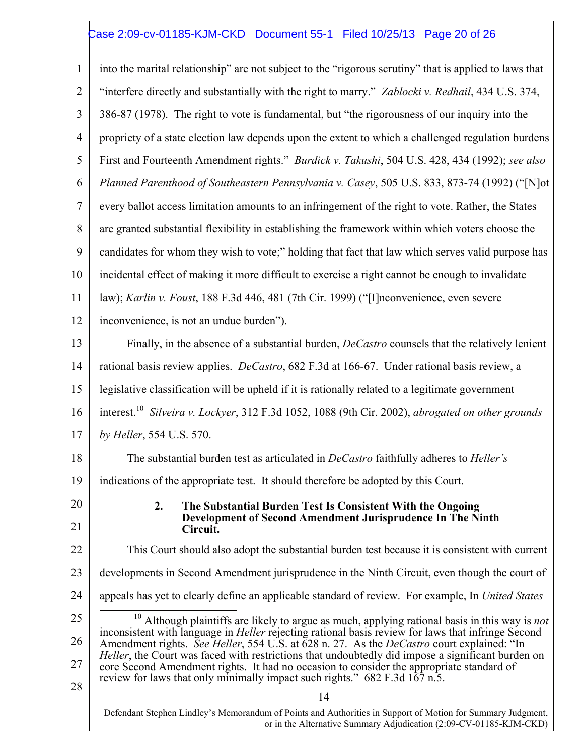into the marital relationship" are not subject to the "rigorous scrutiny" that is applied to laws that "interfere directly and substantially with the right to marry." *Zablocki v. Redhail*, 434 U.S. 374, 386-87 (1978). The right to vote is fundamental, but "the rigorousness of our inquiry into the propriety of a state election law depends upon the extent to which a challenged regulation burdens First and Fourteenth Amendment rights." *Burdick v. Takushi*, 504 U.S. 428, 434 (1992); *see also Planned Parenthood of Southeastern Pennsylvania v. Casey*, 505 U.S. 833, 873-74 (1992) ("[N]ot every ballot access limitation amounts to an infringement of the right to vote. Rather, the States are granted substantial flexibility in establishing the framework within which voters choose the candidates for whom they wish to vote;" holding that fact that law which serves valid purpose has incidental effect of making it more difficult to exercise a right cannot be enough to invalidate law); *Karlin v. Foust*, 188 F.3d 446, 481 (7th Cir. 1999) ("[I]nconvenience, even severe inconvenience, is not an undue burden").

Finally, in the absence of a substantial burden, *DeCastro* counsels that the relatively lenient rational basis review applies. *DeCastro*, 682 F.3d at 166-67. Under rational basis review, a legislative classification will be upheld if it is rationally related to a legitimate government interest.[10] *Silveira v. Lockyer*, 312 F.3d 1052, 1088 (9th Cir. 2002), *abrogated on other grounds by Heller*, 554 U.S. 570.

The substantial burden test as articulated in *DeCastro* faithfully adheres to *Heller's* indications of the appropriate test. It should therefore be adopted by this Court.

**2. The Substantial Burden Test Is Consistent With the Ongoing Development of Second Amendment Jurisprudence In The Ninth Circuit.**

This Court should also adopt the substantial burden test because it is consistent with current developments in Second Amendment jurisprudence in the Ninth Circuit, even though the court of appeals has yet to clearly define an applicable standard of review. For example, In *United States*

---

[10] Although plaintiffs are likely to argue as much, applying rational basis in this way is *not* inconsistent with language in *Heller* rejecting rational basis review for laws that infringe Second Amendment rights. *See Heller*, 554 U.S. at 628 n. 27. As the *DeCastro* court explained: "In *Heller*, the Court was faced with restrictions that undoubtedly did impose a significant burden on core Second Amendment rights. It had no occasion to consider the appropriate standard of review for laws that only minimally impact such rights." 682 F.3d 167 n.5.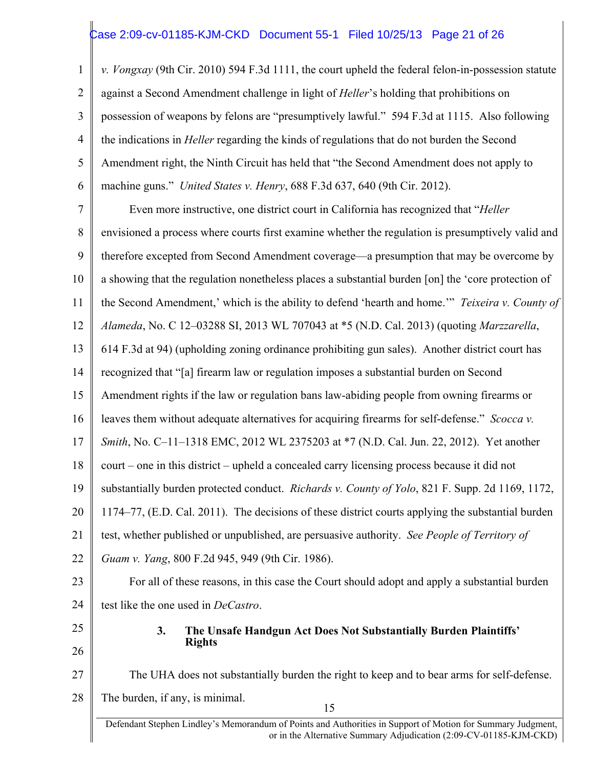*v. Vongxay* (9th Cir. 2010) 594 F.3d 1111, the court upheld the federal felon-in-possession statute against a Second Amendment challenge in light of *Heller*'s holding that prohibitions on possession of weapons by felons are "presumptively lawful." 594 F.3d at 1115. Also following the indications in *Heller* regarding the kinds of regulations that do not burden the Second Amendment right, the Ninth Circuit has held that "the Second Amendment does not apply to machine guns." *United States v. Henry*, 688 F.3d 637, 640 (9th Cir. 2012).

Even more instructive, one district court in California has recognized that "*Heller* envisioned a process where courts first examine whether the regulation is presumptively valid and therefore excepted from Second Amendment coverage—a presumption that may be overcome by a showing that the regulation nonetheless places a substantial burden [on] the 'core protection of the Second Amendment,' which is the ability to defend 'hearth and home.'" *Teixeira v. County of Alameda*, No. C 12–03288 SI, 2013 WL 707043 at *5 (N.D. Cal. 2013) (quoting *Marzzarella*, 614 F.3d at 94) (upholding zoning ordinance prohibiting gun sales). Another district court has recognized that "[a] firearm law or regulation imposes a substantial burden on Second Amendment rights if the law or regulation bans law-abiding people from owning firearms or leaves them without adequate alternatives for acquiring firearms for self-defense." *Scocca v. Smith*, No. C–11–1318 EMC, 2012 WL 2375203 at *7 (N.D. Cal. Jun. 22, 2012). Yet another court – one in this district – upheld a concealed carry licensing process because it did not substantially burden protected conduct. *Richards v. County of Yolo*, 821 F. Supp. 2d 1169, 1172, 1174–77, (E.D. Cal. 2011). The decisions of these district courts applying the substantial burden test, whether published or unpublished, are persuasive authority. *See People of Territory of Guam v. Yang*, 800 F.2d 945, 949 (9th Cir. 1986).

For all of these reasons, in this case the Court should adopt and apply a substantial burden test like the one used in *DeCastro*.

### 3. The Unsafe Handgun Act Does Not Substantially Burden Plaintiffs' Rights

The UHA does not substantially burden the right to keep and to bear arms for self-defense. The burden, if any, is minimal.

Defendant Stephen Lindley's Memorandum of Points and Authorities in Support of Motion for Summary Judgment, or in the Alternative Summary Adjudication (2:09-CV-01185-KJM-CKD)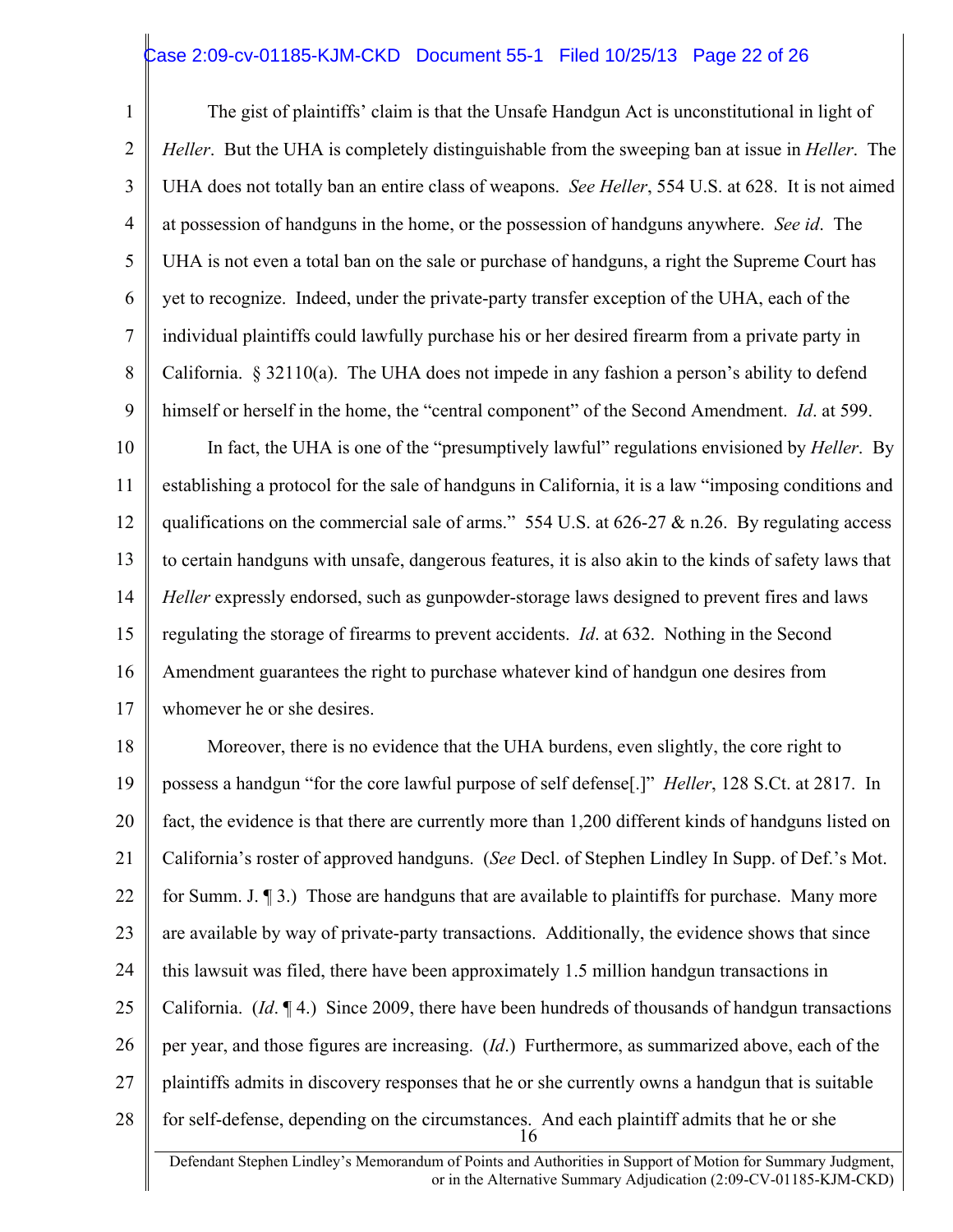The gist of plaintiffs' claim is that the Unsafe Handgun Act is unconstitutional in light of *Heller*. But the UHA is completely distinguishable from the sweeping ban at issue in *Heller*. The UHA does not totally ban an entire class of weapons. *See Heller*, 554 U.S. at 628. It is not aimed at possession of handguns in the home, or the possession of handguns anywhere. *See id*. The UHA is not even a total ban on the sale or purchase of handguns, a right the Supreme Court has yet to recognize. Indeed, under the private-party transfer exception of the UHA, each of the individual plaintiffs could lawfully purchase his or her desired firearm from a private party in California. § 32110(a). The UHA does not impede in any fashion a person's ability to defend himself or herself in the home, the "central component" of the Second Amendment. *Id*. at 599.

In fact, the UHA is one of the "presumptively lawful" regulations envisioned by *Heller*. By establishing a protocol for the sale of handguns in California, it is a law "imposing conditions and qualifications on the commercial sale of arms." 554 U.S. at 626-27 & n.26. By regulating access to certain handguns with unsafe, dangerous features, it is also akin to the kinds of safety laws that *Heller* expressly endorsed, such as gunpowder-storage laws designed to prevent fires and laws regulating the storage of firearms to prevent accidents. *Id*. at 632. Nothing in the Second Amendment guarantees the right to purchase whatever kind of handgun one desires from whomever he or she desires.

Moreover, there is no evidence that the UHA burdens, even slightly, the core right to possess a handgun "for the core lawful purpose of self defense[.]" *Heller*, 128 S.Ct. at 2817. In fact, the evidence is that there are currently more than 1,200 different kinds of handguns listed on California's roster of approved handguns. (*See* Decl. of Stephen Lindley In Supp. of Def.'s Mot. for Summ. J. ¶ 3.) Those are handguns that are available to plaintiffs for purchase. Many more are available by way of private-party transactions. Additionally, the evidence shows that since this lawsuit was filed, there have been approximately 1.5 million handgun transactions in California. (*Id*. ¶ 4.) Since 2009, there have been hundreds of thousands of handgun transactions per year, and those figures are increasing. (*Id*.) Furthermore, as summarized above, each of the plaintiffs admits in discovery responses that he or she currently owns a handgun that is suitable for self-defense, depending on the circumstances. And each plaintiff admits that he or she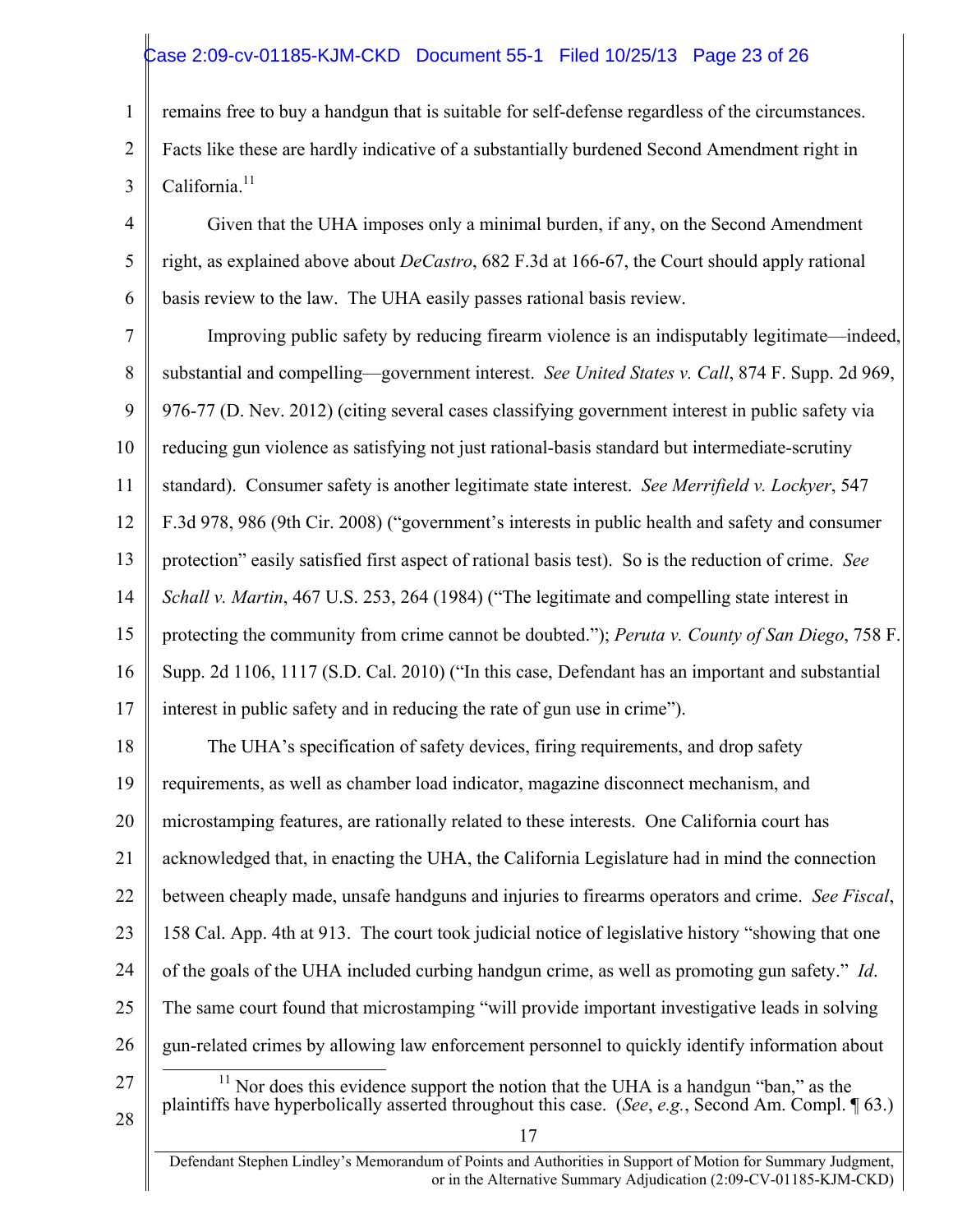remains free to buy a handgun that is suitable for self-defense regardless of the circumstances. Facts like these are hardly indicative of a substantially burdened Second Amendment right in California.[11]

Given that the UHA imposes only a minimal burden, if any, on the Second Amendment right, as explained above about *DeCastro*, 682 F.3d at 166-67, the Court should apply rational basis review to the law. The UHA easily passes rational basis review.

Improving public safety by reducing firearm violence is an indisputably legitimate—indeed, substantial and compelling—government interest. *See United States v. Call*, 874 F. Supp. 2d 969, 976-77 (D. Nev. 2012) (citing several cases classifying government interest in public safety via reducing gun violence as satisfying not just rational-basis standard but intermediate-scrutiny standard). Consumer safety is another legitimate state interest. *See Merrifield v. Lockyer*, 547 F.3d 978, 986 (9th Cir. 2008) ("government's interests in public health and safety and consumer protection" easily satisfied first aspect of rational basis test). So is the reduction of crime. *See Schall v. Martin*, 467 U.S. 253, 264 (1984) ("The legitimate and compelling state interest in protecting the community from crime cannot be doubted."); *Peruta v. County of San Diego*, 758 F. Supp. 2d 1106, 1117 (S.D. Cal. 2010) ("In this case, Defendant has an important and substantial interest in public safety and in reducing the rate of gun use in crime").

The UHA's specification of safety devices, firing requirements, and drop safety requirements, as well as chamber load indicator, magazine disconnect mechanism, and microstamping features, are rationally related to these interests. One California court has acknowledged that, in enacting the UHA, the California Legislature had in mind the connection between cheaply made, unsafe handguns and injuries to firearms operators and crime. *See Fiscal*, 158 Cal. App. 4th at 913. The court took judicial notice of legislative history "showing that one of the goals of the UHA included curbing handgun crime, as well as promoting gun safety." *Id.* The same court found that microstamping "will provide important investigative leads in solving gun-related crimes by allowing law enforcement personnel to quickly identify information about

[11] Nor does this evidence support the notion that the UHA is a handgun "ban," as the plaintiffs have hyperbolically asserted throughout this case. (*See*, *e.g.*, Second Am. Compl. ¶ 63.)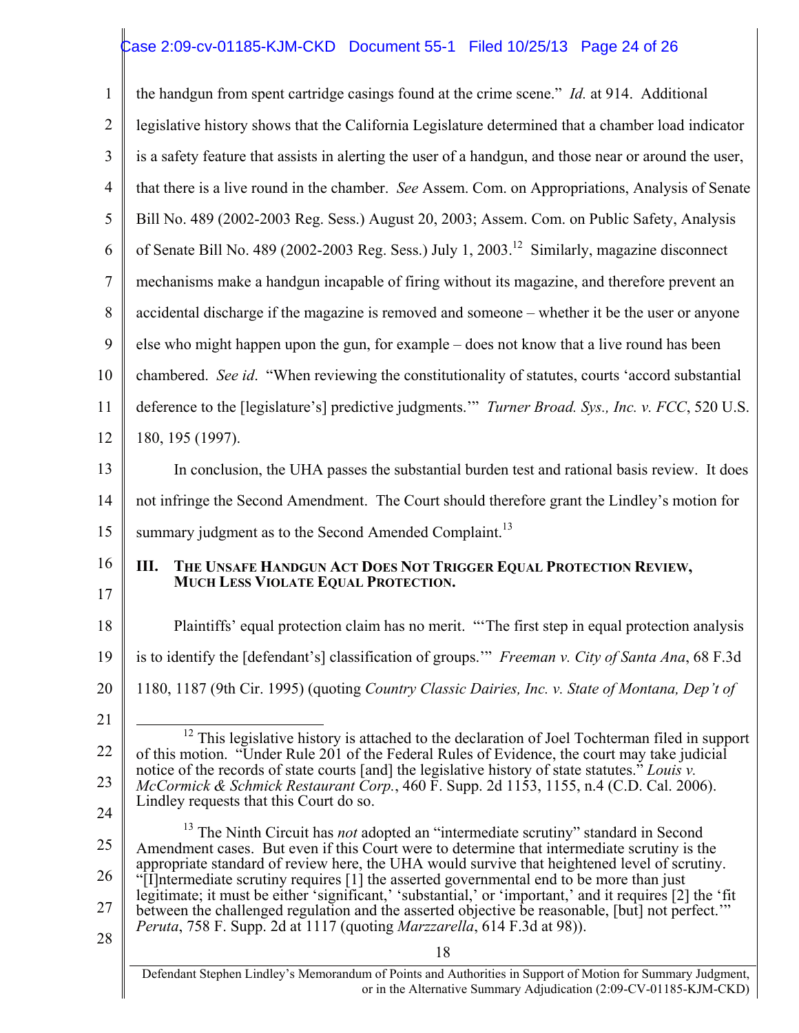the handgun from spent cartridge casings found at the crime scene." *Id.* at 914. Additional legislative history shows that the California Legislature determined that a chamber load indicator is a safety feature that assists in alerting the user of a handgun, and those near or around the user, that there is a live round in the chamber. *See* Assem. Com. on Appropriations, Analysis of Senate Bill No. 489 (2002-2003 Reg. Sess.) August 20, 2003; Assem. Com. on Public Safety, Analysis of Senate Bill No. 489 (2002-2003 Reg. Sess.) July 1, 2003.[12] Similarly, magazine disconnect mechanisms make a handgun incapable of firing without its magazine, and therefore prevent an accidental discharge if the magazine is removed and someone – whether it be the user or anyone else who might happen upon the gun, for example – does not know that a live round has been chambered. *See id*. "When reviewing the constitutionality of statutes, courts 'accord substantial deference to the [legislature's] predictive judgments.'" *Turner Broad. Sys., Inc. v. FCC*, 520 U.S. 180, 195 (1997).

In conclusion, the UHA passes the substantial burden test and rational basis review. It does not infringe the Second Amendment. The Court should therefore grant the Lindley's motion for summary judgment as to the Second Amended Complaint.[13]

## III. The Unsafe Handgun Act Does Not Trigger Equal Protection Review, Much Less Violate Equal Protection.

Plaintiffs' equal protection claim has no merit. "'The first step in equal protection analysis is to identify the [defendant's] classification of groups.'" *Freeman v. City of Santa Ana*, 68 F.3d 1180, 1187 (9th Cir. 1995) (quoting *Country Classic Dairies, Inc. v. State of Montana, Dep't of*

---

[12] This legislative history is attached to the declaration of Joel Tochterman filed in support of this motion. "Under Rule 201 of the Federal Rules of Evidence, the court may take judicial notice of the records of state courts [and] the legislative history of state statutes." *Louis v. McCormick & Schmick Restaurant Corp.*, 460 F. Supp. 2d 1153, 1155, n.4 (C.D. Cal. 2006). Lindley requests that this Court do so.

[13] The Ninth Circuit has *not* adopted an "intermediate scrutiny" standard in Second Amendment cases. But even if this Court were to determine that intermediate scrutiny is the appropriate standard of review here, the UHA would survive that heightened level of scrutiny. "[I]ntermediate scrutiny requires [1] the asserted governmental end to be more than just legitimate; it must be either 'significant,' 'substantial,' or 'important,' and it requires [2] the 'fit between the challenged regulation and the asserted objective be reasonable, [but] not perfect.'" *Peruta*, 758 F. Supp. 2d at 1117 (quoting *Marzzarella*, 614 F.3d at 98)).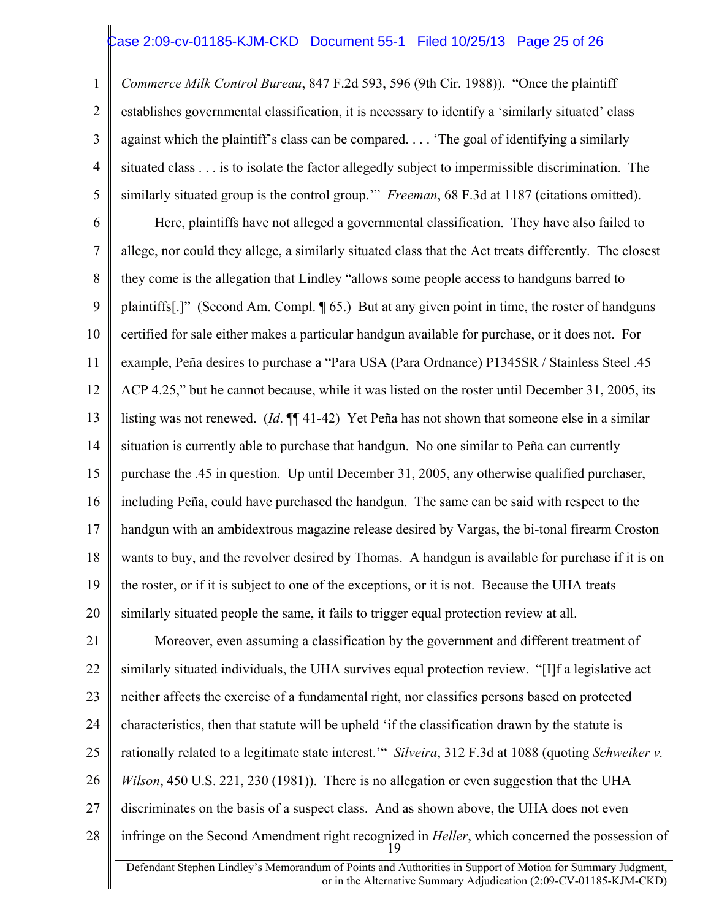*Commerce Milk Control Bureau*, 847 F.2d 593, 596 (9th Cir. 1988)). "Once the plaintiff establishes governmental classification, it is necessary to identify a 'similarly situated' class against which the plaintiff's class can be compared. . . . 'The goal of identifying a similarly situated class . . . is to isolate the factor allegedly subject to impermissible discrimination. The similarly situated group is the control group.'" *Freeman*, 68 F.3d at 1187 (citations omitted).

Here, plaintiffs have not alleged a governmental classification. They have also failed to allege, nor could they allege, a similarly situated class that the Act treats differently. The closest they come is the allegation that Lindley "allows some people access to handguns barred to plaintiffs[.]" (Second Am. Compl. ¶ 65.) But at any given point in time, the roster of handguns certified for sale either makes a particular handgun available for purchase, or it does not. For example, Peña desires to purchase a "Para USA (Para Ordnance) P1345SR / Stainless Steel .45 ACP 4.25," but he cannot because, while it was listed on the roster until December 31, 2005, its listing was not renewed. (*Id*. ¶¶ 41-42) Yet Peña has not shown that someone else in a similar situation is currently able to purchase that handgun. No one similar to Peña can currently purchase the .45 in question. Up until December 31, 2005, any otherwise qualified purchaser, including Peña, could have purchased the handgun. The same can be said with respect to the handgun with an ambidextrous magazine release desired by Vargas, the bi-tonal firearm Croston wants to buy, and the revolver desired by Thomas. A handgun is available for purchase if it is on the roster, or if it is subject to one of the exceptions, or it is not. Because the UHA treats similarly situated people the same, it fails to trigger equal protection review at all.

Moreover, even assuming a classification by the government and different treatment of similarly situated individuals, the UHA survives equal protection review. "[I]f a legislative act neither affects the exercise of a fundamental right, nor classifies persons based on protected characteristics, then that statute will be upheld 'if the classification drawn by the statute is rationally related to a legitimate state interest.'" *Silveira*, 312 F.3d at 1088 (quoting *Schweiker v. Wilson*, 450 U.S. 221, 230 (1981)). There is no allegation or even suggestion that the UHA discriminates on the basis of a suspect class. And as shown above, the UHA does not even infringe on the Second Amendment right recognized in *Heller*, which concerned the possession of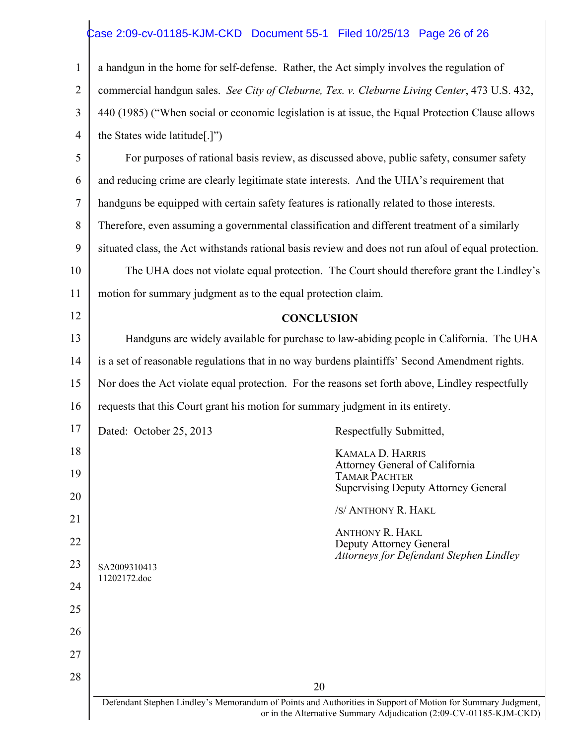a handgun in the home for self-defense. Rather, the Act simply involves the regulation of commercial handgun sales. *See City of Cleburne, Tex. v. Cleburne Living Center*, 473 U.S. 432, 440 (1985) ("When social or economic legislation is at issue, the Equal Protection Clause allows the States wide latitude[.]")

For purposes of rational basis review, as discussed above, public safety, consumer safety and reducing crime are clearly legitimate state interests. And the UHA's requirement that handguns be equipped with certain safety features is rationally related to those interests. Therefore, even assuming a governmental classification and different treatment of a similarly situated class, the Act withstands rational basis review and does not run afoul of equal protection.

The UHA does not violate equal protection. The Court should therefore grant the Lindley's motion for summary judgment as to the equal protection claim.

## CONCLUSION

Handguns are widely available for purchase to law-abiding people in California. The UHA is a set of reasonable regulations that in no way burdens plaintiffs' Second Amendment rights. Nor does the Act violate equal protection. For the reasons set forth above, Lindley respectfully requests that this Court grant his motion for summary judgment in its entirety.

Dated: October 25, 2013

Respectfully Submitted,

KAMALA D. HARRIS
Attorney General of California
TAMAR PACHTER
Supervising Deputy Attorney General

/S/ ANTHONY R. HAKL

ANTHONY R. HAKL
Deputy Attorney General
*Attorneys for Defendant Stephen Lindley*

SA2009310413
11202172.doc